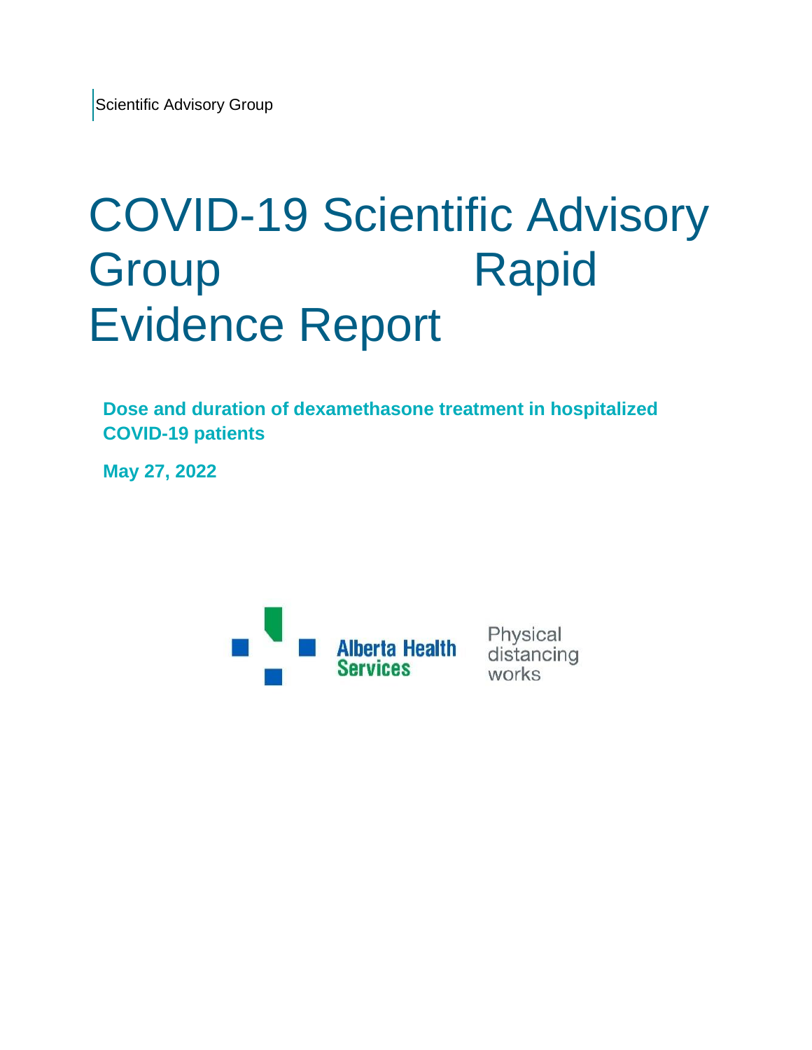Scientific Advisory Group

# COVID-19 Scientific Advisory Group Rapid Evidence Report

**Dose and duration of dexamethasone treatment in hospitalized COVID-19 patients**

**May 27, 2022**

Alberta Health Services

Physical distancing works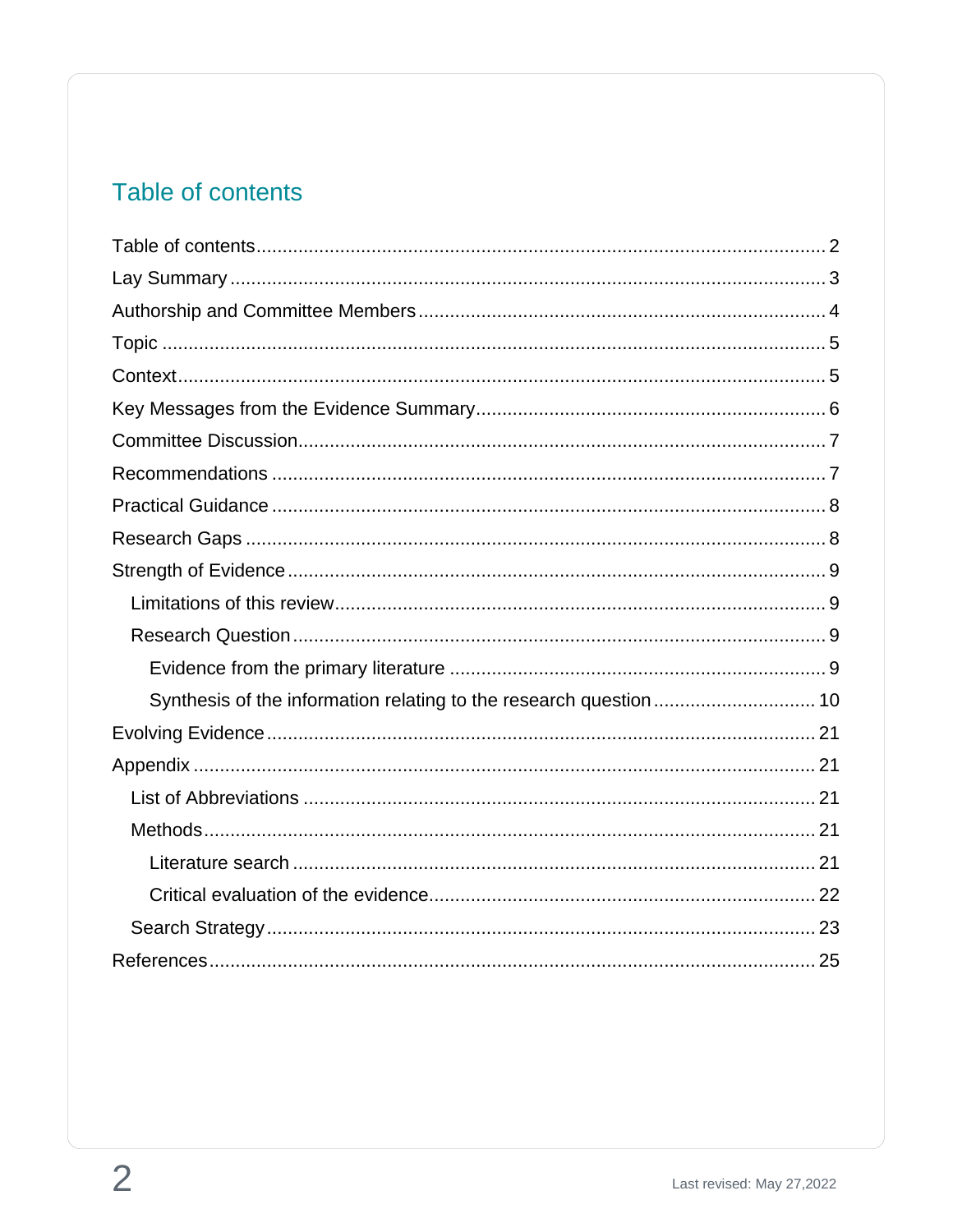# Table of contents

- Table of contents ... 2
- Lay Summary ... 3
- Authorship and Committee Members ... 4
- Topic ... 5
- Context ... 5
- Key Messages from the Evidence Summary ... 6
- Committee Discussion ... 7
- Recommendations ... 7
- Practical Guidance ... 8
- Research Gaps ... 8
- Strength of Evidence ... 9
  - Limitations of this review ... 9
  - Research Question ... 9
    - Evidence from the primary literature ... 9
    - Synthesis of the information relating to the research question ... 10
- Evolving Evidence ... 21
- Appendix ... 21
  - List of Abbreviations ... 21
  - Methods ... 21
    - Literature search ... 21
    - Critical evaluation of the evidence ... 22
  - Search Strategy ... 23
- References ... 25

Last revised: May 27,2022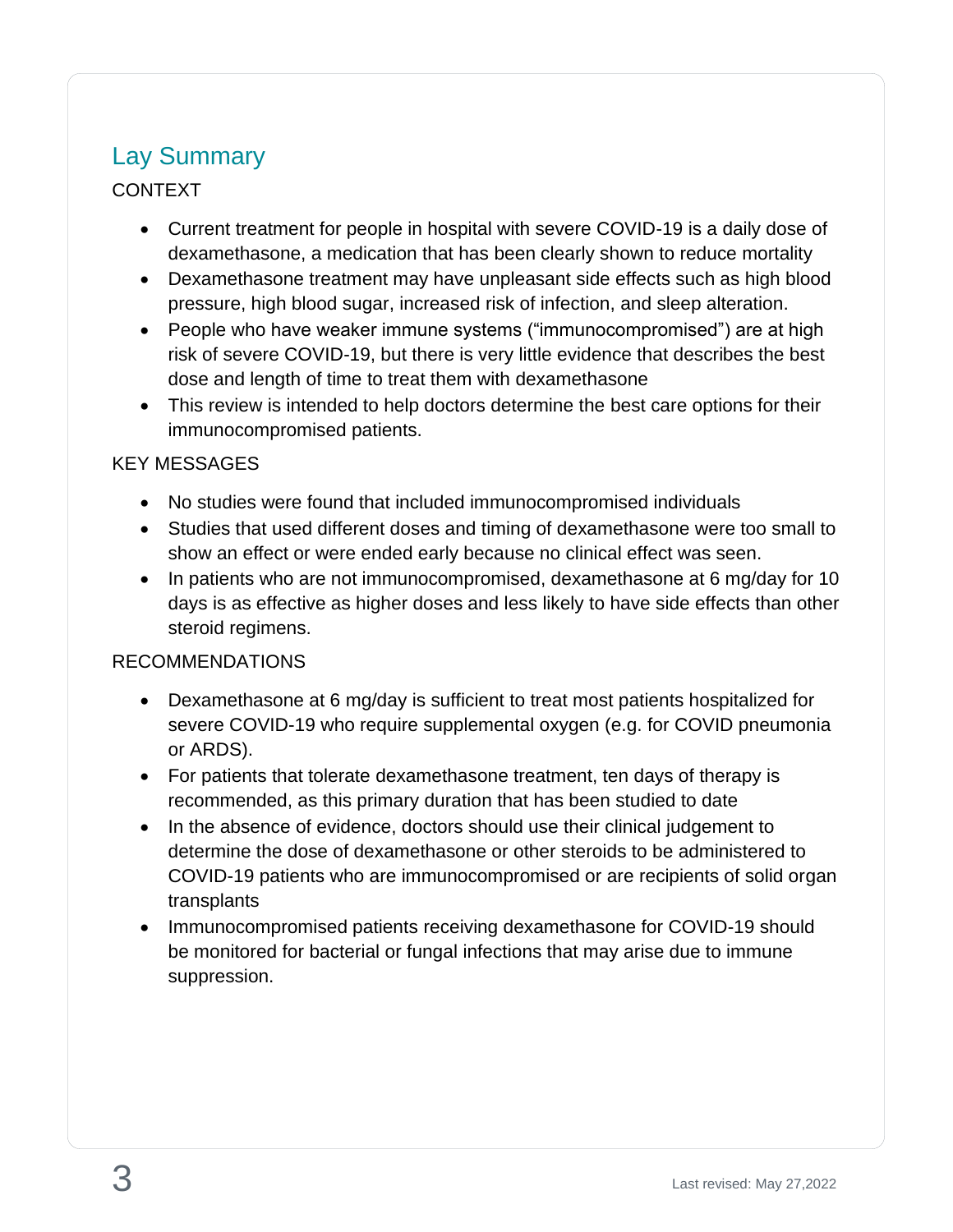## Lay Summary

CONTEXT

- Current treatment for people in hospital with severe COVID-19 is a daily dose of dexamethasone, a medication that has been clearly shown to reduce mortality
- Dexamethasone treatment may have unpleasant side effects such as high blood pressure, high blood sugar, increased risk of infection, and sleep alteration.
- People who have weaker immune systems ("immunocompromised") are at high risk of severe COVID-19, but there is very little evidence that describes the best dose and length of time to treat them with dexamethasone
- This review is intended to help doctors determine the best care options for their immunocompromised patients.

KEY MESSAGES

- No studies were found that included immunocompromised individuals
- Studies that used different doses and timing of dexamethasone were too small to show an effect or were ended early because no clinical effect was seen.
- In patients who are not immunocompromised, dexamethasone at 6 mg/day for 10 days is as effective as higher doses and less likely to have side effects than other steroid regimens.

RECOMMENDATIONS

- Dexamethasone at 6 mg/day is sufficient to treat most patients hospitalized for severe COVID-19 who require supplemental oxygen (e.g. for COVID pneumonia or ARDS).
- For patients that tolerate dexamethasone treatment, ten days of therapy is recommended, as this primary duration that has been studied to date
- In the absence of evidence, doctors should use their clinical judgement to determine the dose of dexamethasone or other steroids to be administered to COVID-19 patients who are immunocompromised or are recipients of solid organ transplants
- Immunocompromised patients receiving dexamethasone for COVID-19 should be monitored for bacterial or fungal infections that may arise due to immune suppression.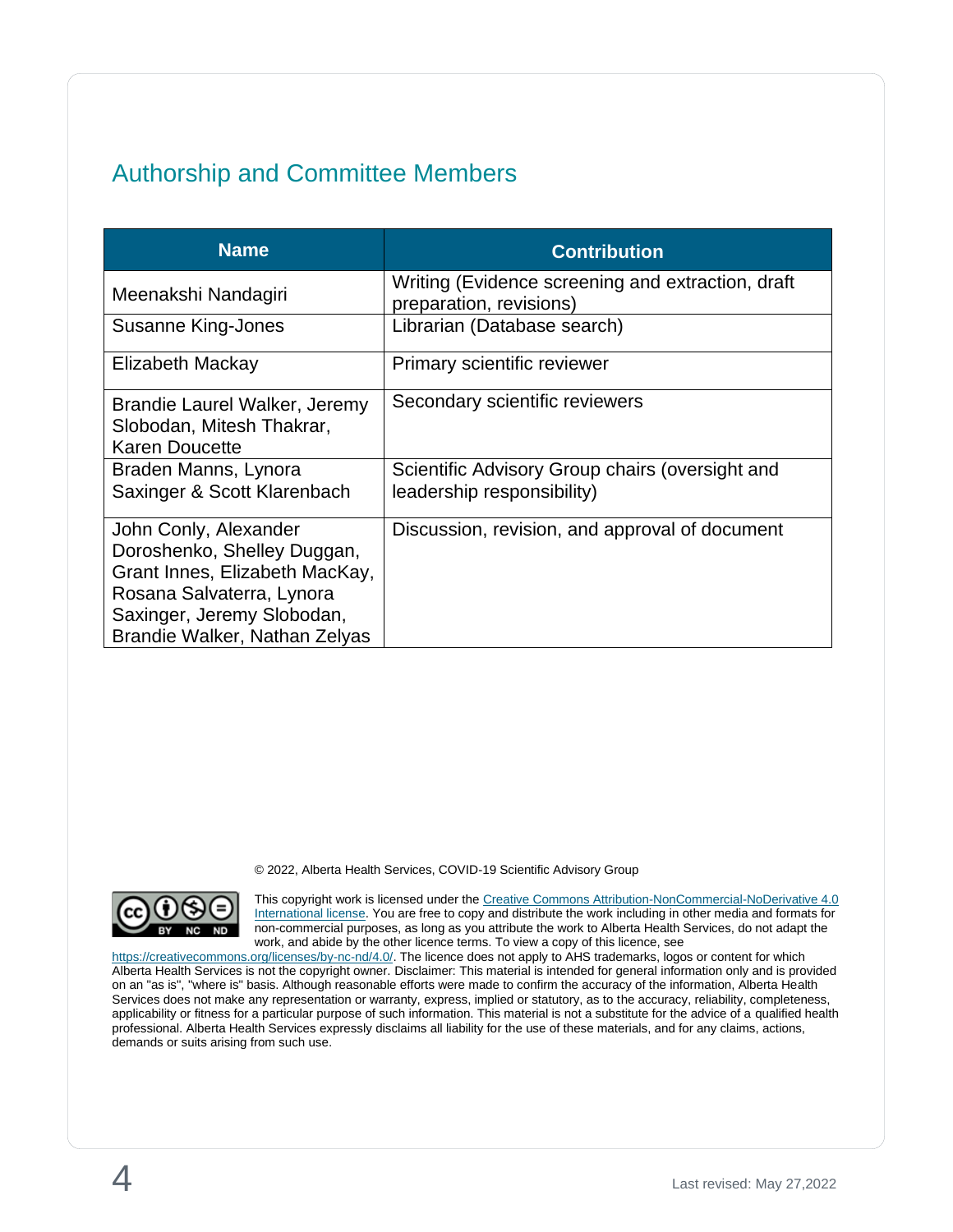## Authorship and Committee Members

| Name | Contribution |
|---|---|
| Meenakshi Nandagiri | Writing (Evidence screening and extraction, draft preparation, revisions) |
| Susanne King-Jones | Librarian (Database search) |
| Elizabeth Mackay | Primary scientific reviewer |
| Brandie Laurel Walker, Jeremy Slobodan, Mitesh Thakrar, Karen Doucette | Secondary scientific reviewers |
| Braden Manns, Lynora Saxinger & Scott Klarenbach | Scientific Advisory Group chairs (oversight and leadership responsibility) |
| John Conly, Alexander Doroshenko, Shelley Duggan, Grant Innes, Elizabeth MacKay, Rosana Salvaterra, Lynora Saxinger, Jeremy Slobodan, Brandie Walker, Nathan Zelyas | Discussion, revision, and approval of document |

© 2022, Alberta Health Services, COVID-19 Scientific Advisory Group

This copyright work is licensed under the Creative Commons Attribution-NonCommercial-NoDerivative 4.0 International license. You are free to copy and distribute the work including in other media and formats for non-commercial purposes, as long as you attribute the work to Alberta Health Services, do not adapt the work, and abide by the other licence terms. To view a copy of this licence, see https://creativecommons.org/licenses/by-nc-nd/4.0/. The licence does not apply to AHS trademarks, logos or content for which Alberta Health Services is not the copyright owner. Disclaimer: This material is intended for general information only and is provided on an "as is", "where is" basis. Although reasonable efforts were made to confirm the accuracy of the information, Alberta Health Services does not make any representation or warranty, express, implied or statutory, as to the accuracy, reliability, completeness, applicability or fitness for a particular purpose of such information. This material is not a substitute for the advice of a qualified health professional. Alberta Health Services expressly disclaims all liability for the use of these materials, and for any claims, actions, demands or suits arising from such use.

Last revised: May 27,2022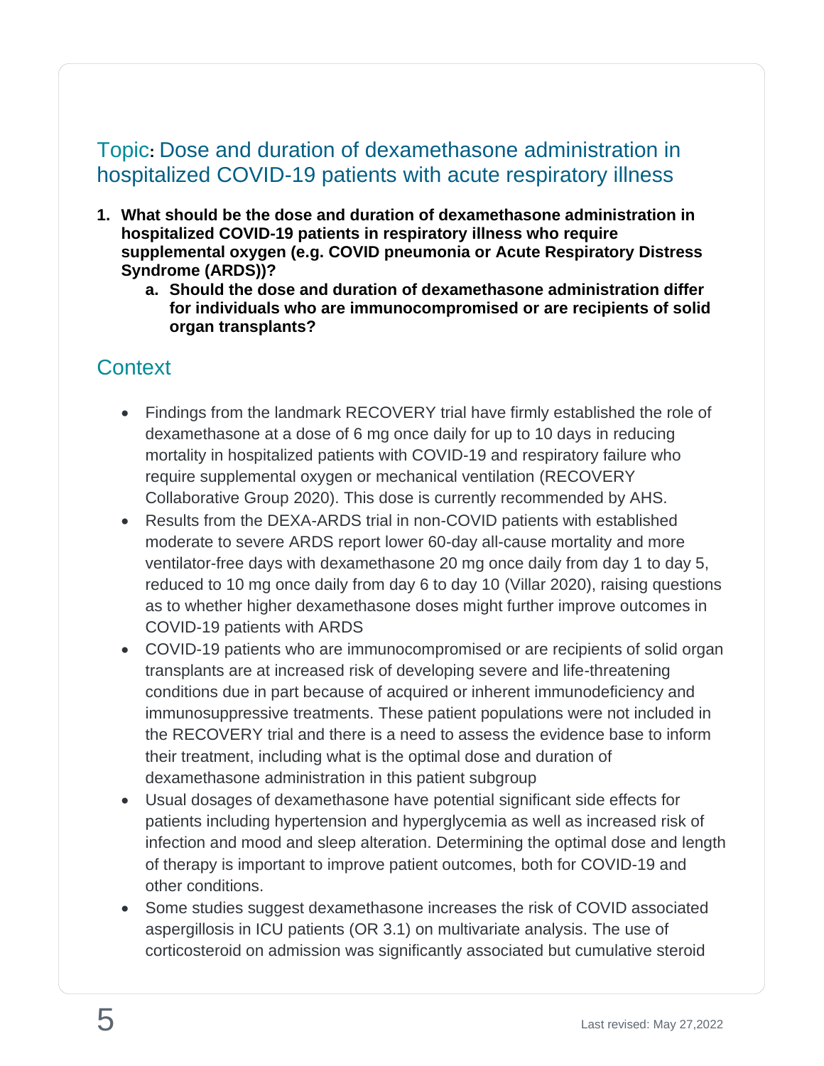## Topic: Dose and duration of dexamethasone administration in hospitalized COVID-19 patients with acute respiratory illness

1. **What should be the dose and duration of dexamethasone administration in hospitalized COVID-19 patients in respiratory illness who require supplemental oxygen (e.g. COVID pneumonia or Acute Respiratory Distress Syndrome (ARDS))?**
   a. **Should the dose and duration of dexamethasone administration differ for individuals who are immunocompromised or are recipients of solid organ transplants?**

## Context

- Findings from the landmark RECOVERY trial have firmly established the role of dexamethasone at a dose of 6 mg once daily for up to 10 days in reducing mortality in hospitalized patients with COVID-19 and respiratory failure who require supplemental oxygen or mechanical ventilation (RECOVERY Collaborative Group 2020). This dose is currently recommended by AHS.
- Results from the DEXA-ARDS trial in non-COVID patients with established moderate to severe ARDS report lower 60-day all-cause mortality and more ventilator-free days with dexamethasone 20 mg once daily from day 1 to day 5, reduced to 10 mg once daily from day 6 to day 10 (Villar 2020), raising questions as to whether higher dexamethasone doses might further improve outcomes in COVID-19 patients with ARDS
- COVID-19 patients who are immunocompromised or are recipients of solid organ transplants are at increased risk of developing severe and life-threatening conditions due in part because of acquired or inherent immunodeficiency and immunosuppressive treatments. These patient populations were not included in the RECOVERY trial and there is a need to assess the evidence base to inform their treatment, including what is the optimal dose and duration of dexamethasone administration in this patient subgroup
- Usual dosages of dexamethasone have potential significant side effects for patients including hypertension and hyperglycemia as well as increased risk of infection and mood and sleep alteration. Determining the optimal dose and length of therapy is important to improve patient outcomes, both for COVID-19 and other conditions.
- Some studies suggest dexamethasone increases the risk of COVID associated aspergillosis in ICU patients (OR 3.1) on multivariate analysis. The use of corticosteroid on admission was significantly associated but cumulative steroid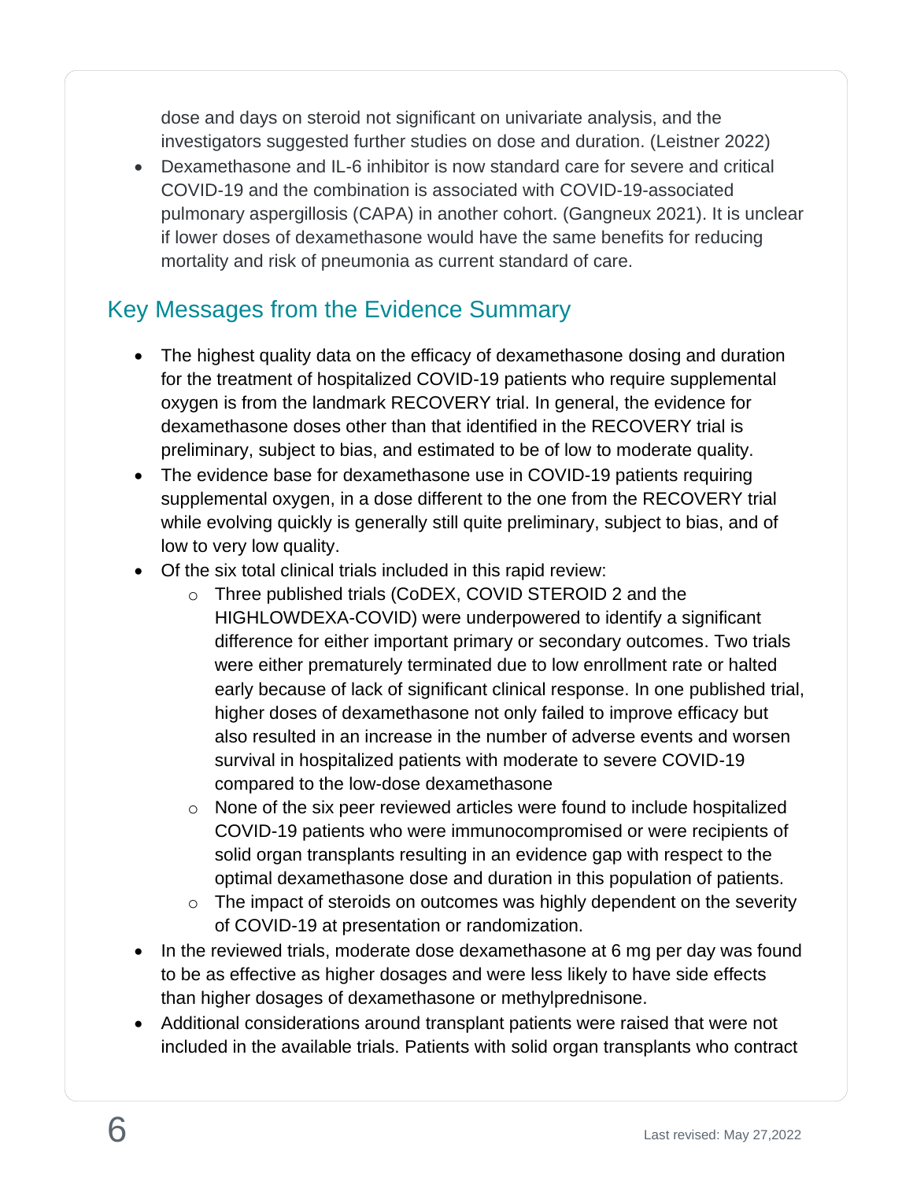dose and days on steroid not significant on univariate analysis, and the investigators suggested further studies on dose and duration. (Leistner 2022)

- Dexamethasone and IL-6 inhibitor is now standard care for severe and critical COVID-19 and the combination is associated with COVID-19-associated pulmonary aspergillosis (CAPA) in another cohort. (Gangneux 2021). It is unclear if lower doses of dexamethasone would have the same benefits for reducing mortality and risk of pneumonia as current standard of care.

## Key Messages from the Evidence Summary

- The highest quality data on the efficacy of dexamethasone dosing and duration for the treatment of hospitalized COVID-19 patients who require supplemental oxygen is from the landmark RECOVERY trial. In general, the evidence for dexamethasone doses other than that identified in the RECOVERY trial is preliminary, subject to bias, and estimated to be of low to moderate quality.
- The evidence base for dexamethasone use in COVID-19 patients requiring supplemental oxygen, in a dose different to the one from the RECOVERY trial while evolving quickly is generally still quite preliminary, subject to bias, and of low to very low quality.
- Of the six total clinical trials included in this rapid review:
    - Three published trials (CoDEX, COVID STEROID 2 and the HIGHLOWDEXA-COVID) were underpowered to identify a significant difference for either important primary or secondary outcomes. Two trials were either prematurely terminated due to low enrollment rate or halted early because of lack of significant clinical response. In one published trial, higher doses of dexamethasone not only failed to improve efficacy but also resulted in an increase in the number of adverse events and worsen survival in hospitalized patients with moderate to severe COVID-19 compared to the low-dose dexamethasone
    - None of the six peer reviewed articles were found to include hospitalized COVID-19 patients who were immunocompromised or were recipients of solid organ transplants resulting in an evidence gap with respect to the optimal dexamethasone dose and duration in this population of patients.
    - The impact of steroids on outcomes was highly dependent on the severity of COVID-19 at presentation or randomization.
- In the reviewed trials, moderate dose dexamethasone at 6 mg per day was found to be as effective as higher dosages and were less likely to have side effects than higher dosages of dexamethasone or methylprednisone.
- Additional considerations around transplant patients were raised that were not included in the available trials. Patients with solid organ transplants who contract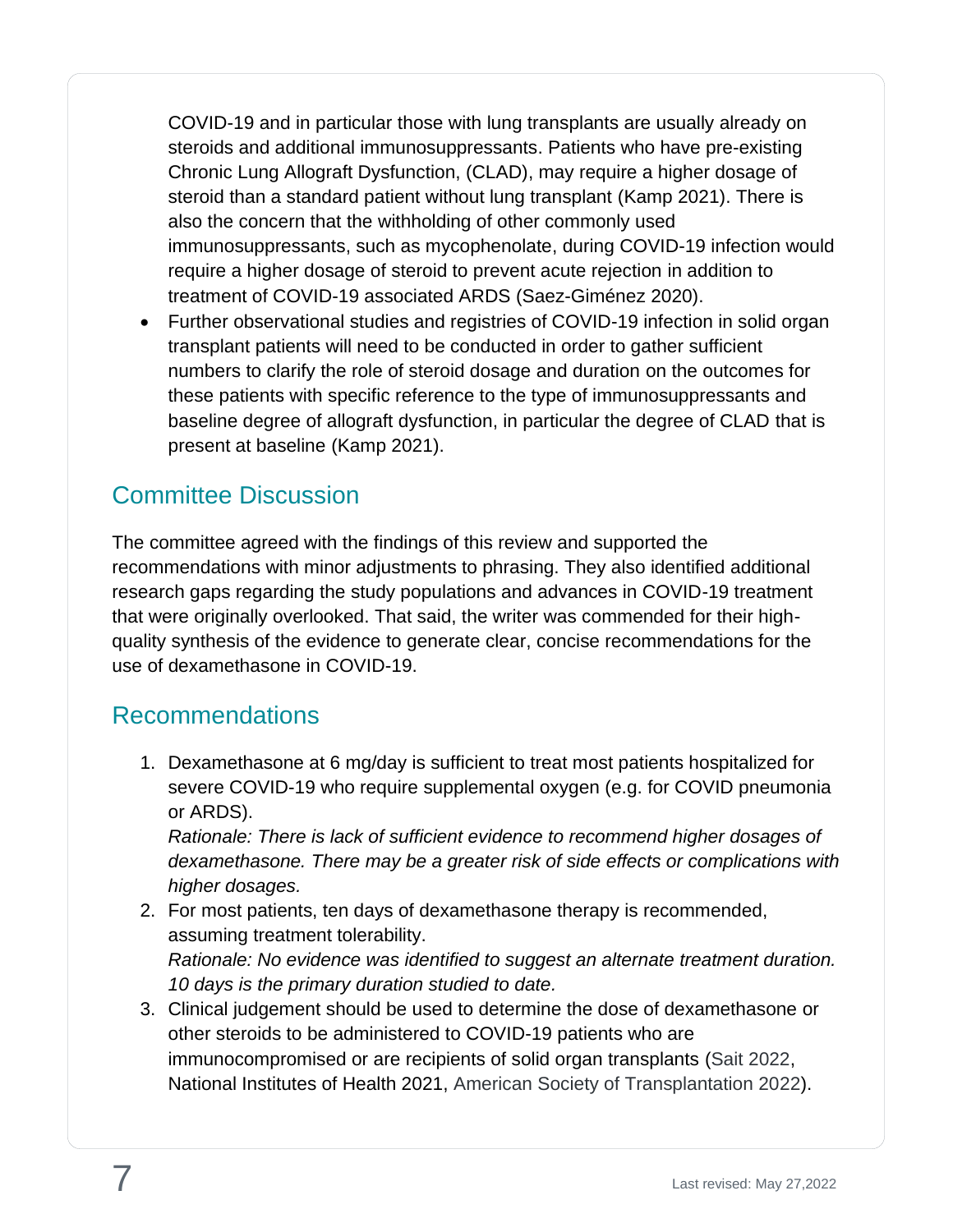COVID-19 and in particular those with lung transplants are usually already on steroids and additional immunosuppressants. Patients who have pre-existing Chronic Lung Allograft Dysfunction, (CLAD), may require a higher dosage of steroid than a standard patient without lung transplant (Kamp 2021). There is also the concern that the withholding of other commonly used immunosuppressants, such as mycophenolate, during COVID-19 infection would require a higher dosage of steroid to prevent acute rejection in addition to treatment of COVID-19 associated ARDS (Saez-Giménez 2020).

- Further observational studies and registries of COVID-19 infection in solid organ transplant patients will need to be conducted in order to gather sufficient numbers to clarify the role of steroid dosage and duration on the outcomes for these patients with specific reference to the type of immunosuppressants and baseline degree of allograft dysfunction, in particular the degree of CLAD that is present at baseline (Kamp 2021).

## Committee Discussion

The committee agreed with the findings of this review and supported the recommendations with minor adjustments to phrasing. They also identified additional research gaps regarding the study populations and advances in COVID-19 treatment that were originally overlooked. That said, the writer was commended for their high-quality synthesis of the evidence to generate clear, concise recommendations for the use of dexamethasone in COVID-19.

## Recommendations

1. Dexamethasone at 6 mg/day is sufficient to treat most patients hospitalized for severe COVID-19 who require supplemental oxygen (e.g. for COVID pneumonia or ARDS).
   *Rationale: There is lack of sufficient evidence to recommend higher dosages of dexamethasone. There may be a greater risk of side effects or complications with higher dosages.*
2. For most patients, ten days of dexamethasone therapy is recommended, assuming treatment tolerability.
   *Rationale: No evidence was identified to suggest an alternate treatment duration. 10 days is the primary duration studied to date.*
3. Clinical judgement should be used to determine the dose of dexamethasone or other steroids to be administered to COVID-19 patients who are immunocompromised or are recipients of solid organ transplants (Sait 2022, National Institutes of Health 2021, American Society of Transplantation 2022).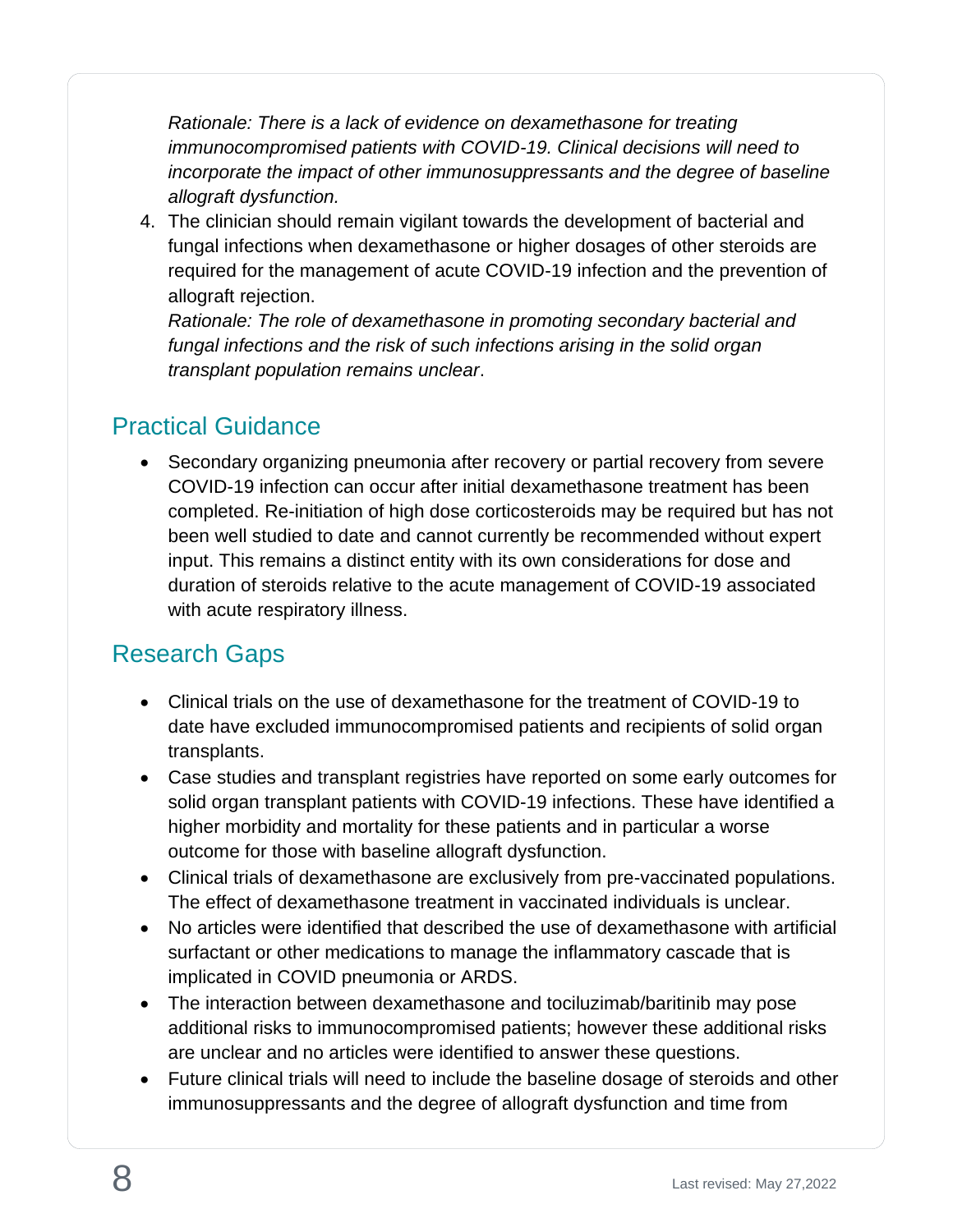*Rationale: There is a lack of evidence on dexamethasone for treating immunocompromised patients with COVID-19. Clinical decisions will need to incorporate the impact of other immunosuppressants and the degree of baseline allograft dysfunction.*

4. The clinician should remain vigilant towards the development of bacterial and fungal infections when dexamethasone or higher dosages of other steroids are required for the management of acute COVID-19 infection and the prevention of allograft rejection.
   *Rationale: The role of dexamethasone in promoting secondary bacterial and fungal infections and the risk of such infections arising in the solid organ transplant population remains unclear*.

## Practical Guidance

- Secondary organizing pneumonia after recovery or partial recovery from severe COVID-19 infection can occur after initial dexamethasone treatment has been completed. Re-initiation of high dose corticosteroids may be required but has not been well studied to date and cannot currently be recommended without expert input. This remains a distinct entity with its own considerations for dose and duration of steroids relative to the acute management of COVID-19 associated with acute respiratory illness.

## Research Gaps

- Clinical trials on the use of dexamethasone for the treatment of COVID-19 to date have excluded immunocompromised patients and recipients of solid organ transplants.
- Case studies and transplant registries have reported on some early outcomes for solid organ transplant patients with COVID-19 infections. These have identified a higher morbidity and mortality for these patients and in particular a worse outcome for those with baseline allograft dysfunction.
- Clinical trials of dexamethasone are exclusively from pre-vaccinated populations. The effect of dexamethasone treatment in vaccinated individuals is unclear.
- No articles were identified that described the use of dexamethasone with artificial surfactant or other medications to manage the inflammatory cascade that is implicated in COVID pneumonia or ARDS.
- The interaction between dexamethasone and tociluzimab/baritinib may pose additional risks to immunocompromised patients; however these additional risks are unclear and no articles were identified to answer these questions.
- Future clinical trials will need to include the baseline dosage of steroids and other immunosuppressants and the degree of allograft dysfunction and time from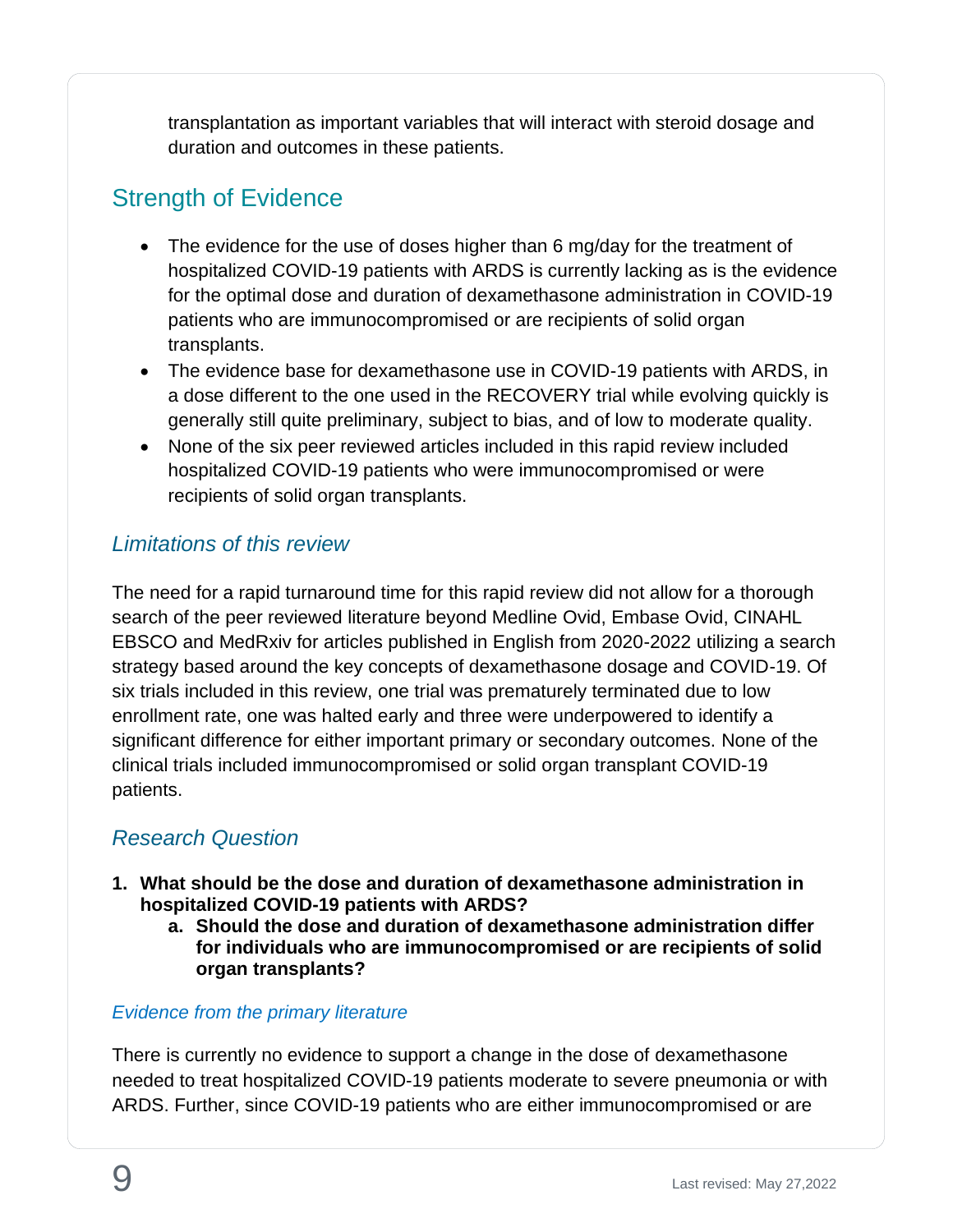transplantation as important variables that will interact with steroid dosage and duration and outcomes in these patients.

## Strength of Evidence

- The evidence for the use of doses higher than 6 mg/day for the treatment of hospitalized COVID-19 patients with ARDS is currently lacking as is the evidence for the optimal dose and duration of dexamethasone administration in COVID-19 patients who are immunocompromised or are recipients of solid organ transplants.
- The evidence base for dexamethasone use in COVID-19 patients with ARDS, in a dose different to the one used in the RECOVERY trial while evolving quickly is generally still quite preliminary, subject to bias, and of low to moderate quality.
- None of the six peer reviewed articles included in this rapid review included hospitalized COVID-19 patients who were immunocompromised or were recipients of solid organ transplants.

### *Limitations of this review*

The need for a rapid turnaround time for this rapid review did not allow for a thorough search of the peer reviewed literature beyond Medline Ovid, Embase Ovid, CINAHL EBSCO and MedRxiv for articles published in English from 2020-2022 utilizing a search strategy based around the key concepts of dexamethasone dosage and COVID-19. Of six trials included in this review, one trial was prematurely terminated due to low enrollment rate, one was halted early and three were underpowered to identify a significant difference for either important primary or secondary outcomes. None of the clinical trials included immunocompromised or solid organ transplant COVID-19 patients.

### *Research Question*

1. **What should be the dose and duration of dexamethasone administration in hospitalized COVID-19 patients with ARDS?**
    a. **Should the dose and duration of dexamethasone administration differ for individuals who are immunocompromised or are recipients of solid organ transplants?**

#### *Evidence from the primary literature*

There is currently no evidence to support a change in the dose of dexamethasone needed to treat hospitalized COVID-19 patients moderate to severe pneumonia or with ARDS. Further, since COVID-19 patients who are either immunocompromised or are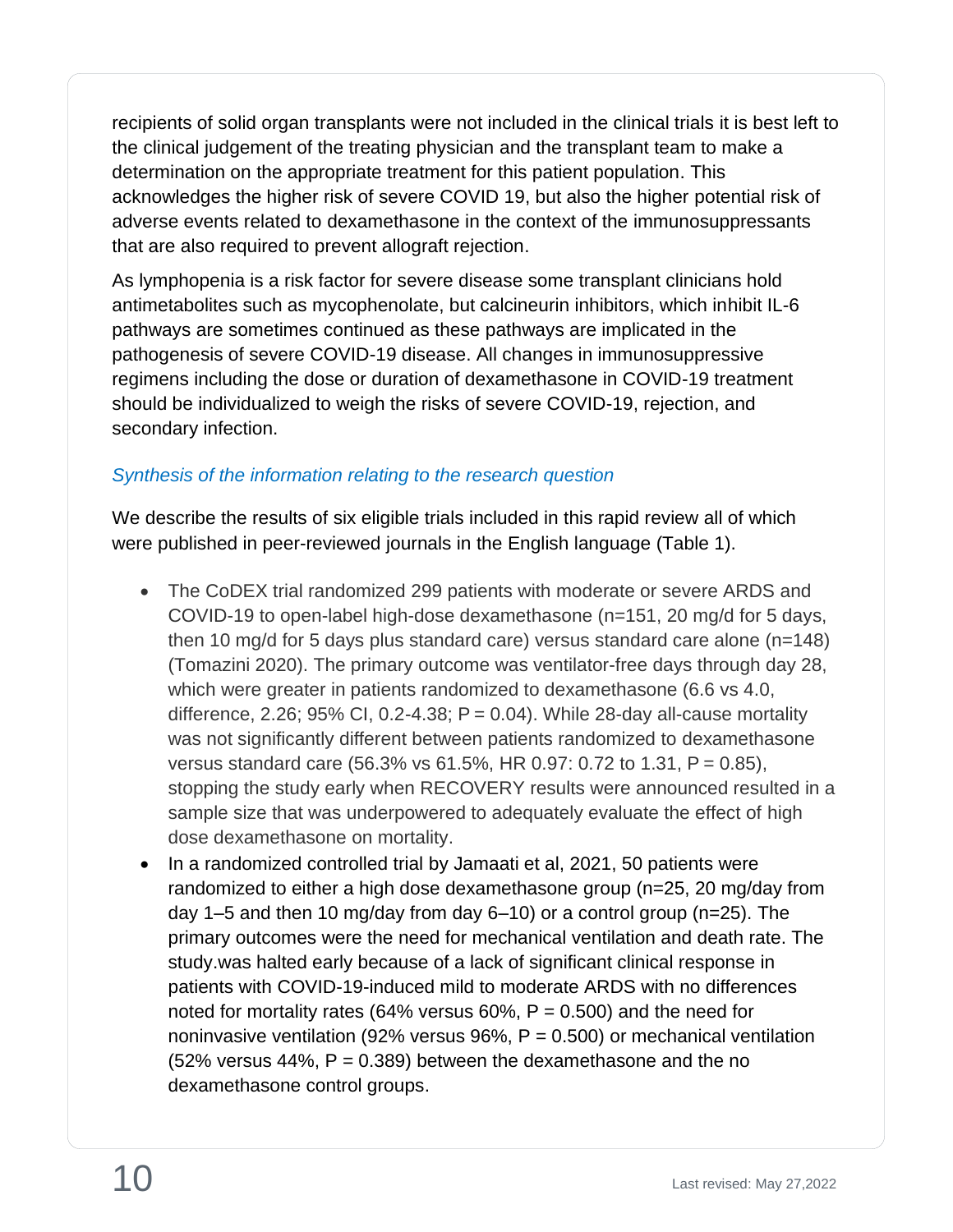recipients of solid organ transplants were not included in the clinical trials it is best left to the clinical judgement of the treating physician and the transplant team to make a determination on the appropriate treatment for this patient population. This acknowledges the higher risk of severe COVID 19, but also the higher potential risk of adverse events related to dexamethasone in the context of the immunosuppressants that are also required to prevent allograft rejection.

As lymphopenia is a risk factor for severe disease some transplant clinicians hold antimetabolites such as mycophenolate, but calcineurin inhibitors, which inhibit IL-6 pathways are sometimes continued as these pathways are implicated in the pathogenesis of severe COVID-19 disease. All changes in immunosuppressive regimens including the dose or duration of dexamethasone in COVID-19 treatment should be individualized to weigh the risks of severe COVID-19, rejection, and secondary infection.

### *Synthesis of the information relating to the research question*

We describe the results of six eligible trials included in this rapid review all of which were published in peer-reviewed journals in the English language (Table 1).

- The CoDEX trial randomized 299 patients with moderate or severe ARDS and COVID-19 to open-label high-dose dexamethasone (n=151, 20 mg/d for 5 days, then 10 mg/d for 5 days plus standard care) versus standard care alone (n=148) (Tomazini 2020). The primary outcome was ventilator-free days through day 28, which were greater in patients randomized to dexamethasone (6.6 vs 4.0, difference, 2.26; 95% CI, 0.2-4.38; P = 0.04). While 28-day all-cause mortality was not significantly different between patients randomized to dexamethasone versus standard care (56.3% vs 61.5%, HR 0.97: 0.72 to 1.31, P = 0.85), stopping the study early when RECOVERY results were announced resulted in a sample size that was underpowered to adequately evaluate the effect of high dose dexamethasone on mortality.
- In a randomized controlled trial by Jamaati et al, 2021, 50 patients were randomized to either a high dose dexamethasone group (n=25, 20 mg/day from day 1–5 and then 10 mg/day from day 6–10) or a control group (n=25). The primary outcomes were the need for mechanical ventilation and death rate. The study.was halted early because of a lack of significant clinical response in patients with COVID-19-induced mild to moderate ARDS with no differences noted for mortality rates (64% versus 60%, P = 0.500) and the need for noninvasive ventilation (92% versus 96%, P = 0.500) or mechanical ventilation (52% versus 44%, P = 0.389) between the dexamethasone and the no dexamethasone control groups.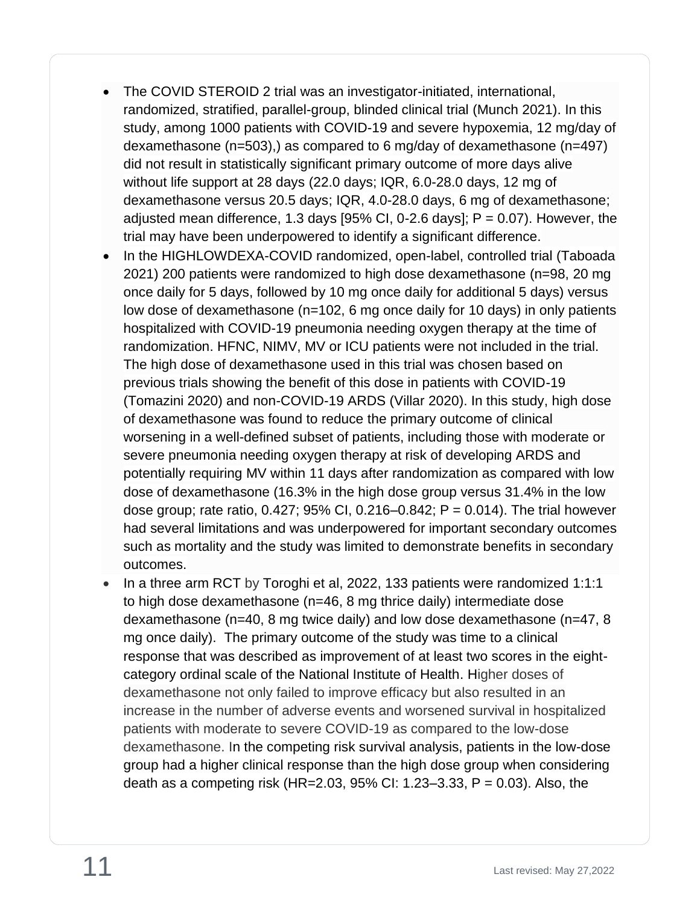- The COVID STEROID 2 trial was an investigator-initiated, international, randomized, stratified, parallel-group, blinded clinical trial (Munch 2021). In this study, among 1000 patients with COVID-19 and severe hypoxemia, 12 mg/day of dexamethasone (n=503),) as compared to 6 mg/day of dexamethasone (n=497) did not result in statistically significant primary outcome of more days alive without life support at 28 days (22.0 days; IQR, 6.0-28.0 days, 12 mg of dexamethasone versus 20.5 days; IQR, 4.0-28.0 days, 6 mg of dexamethasone; adjusted mean difference, 1.3 days [95% CI, 0-2.6 days]; P = 0.07). However, the trial may have been underpowered to identify a significant difference.
- In the HIGHLOWDEXA-COVID randomized, open-label, controlled trial (Taboada 2021) 200 patients were randomized to high dose dexamethasone (n=98, 20 mg once daily for 5 days, followed by 10 mg once daily for additional 5 days) versus low dose of dexamethasone (n=102, 6 mg once daily for 10 days) in only patients hospitalized with COVID-19 pneumonia needing oxygen therapy at the time of randomization. HFNC, NIMV, MV or ICU patients were not included in the trial. The high dose of dexamethasone used in this trial was chosen based on previous trials showing the benefit of this dose in patients with COVID-19 (Tomazini 2020) and non-COVID-19 ARDS (Villar 2020). In this study, high dose of dexamethasone was found to reduce the primary outcome of clinical worsening in a well-defined subset of patients, including those with moderate or severe pneumonia needing oxygen therapy at risk of developing ARDS and potentially requiring MV within 11 days after randomization as compared with low dose of dexamethasone (16.3% in the high dose group versus 31.4% in the low dose group; rate ratio, 0.427; 95% CI, 0.216–0.842; P = 0.014). The trial however had several limitations and was underpowered for important secondary outcomes such as mortality and the study was limited to demonstrate benefits in secondary outcomes.
- In a three arm RCT by Toroghi et al, 2022, 133 patients were randomized 1:1:1 to high dose dexamethasone (n=46, 8 mg thrice daily) intermediate dose dexamethasone (n=40, 8 mg twice daily) and low dose dexamethasone (n=47, 8 mg once daily). The primary outcome of the study was time to a clinical response that was described as improvement of at least two scores in the eight-category ordinal scale of the National Institute of Health. Higher doses of dexamethasone not only failed to improve efficacy but also resulted in an increase in the number of adverse events and worsened survival in hospitalized patients with moderate to severe COVID-19 as compared to the low-dose dexamethasone. In the competing risk survival analysis, patients in the low-dose group had a higher clinical response than the high dose group when considering death as a competing risk (HR=2.03, 95% CI: 1.23–3.33, P = 0.03). Also, the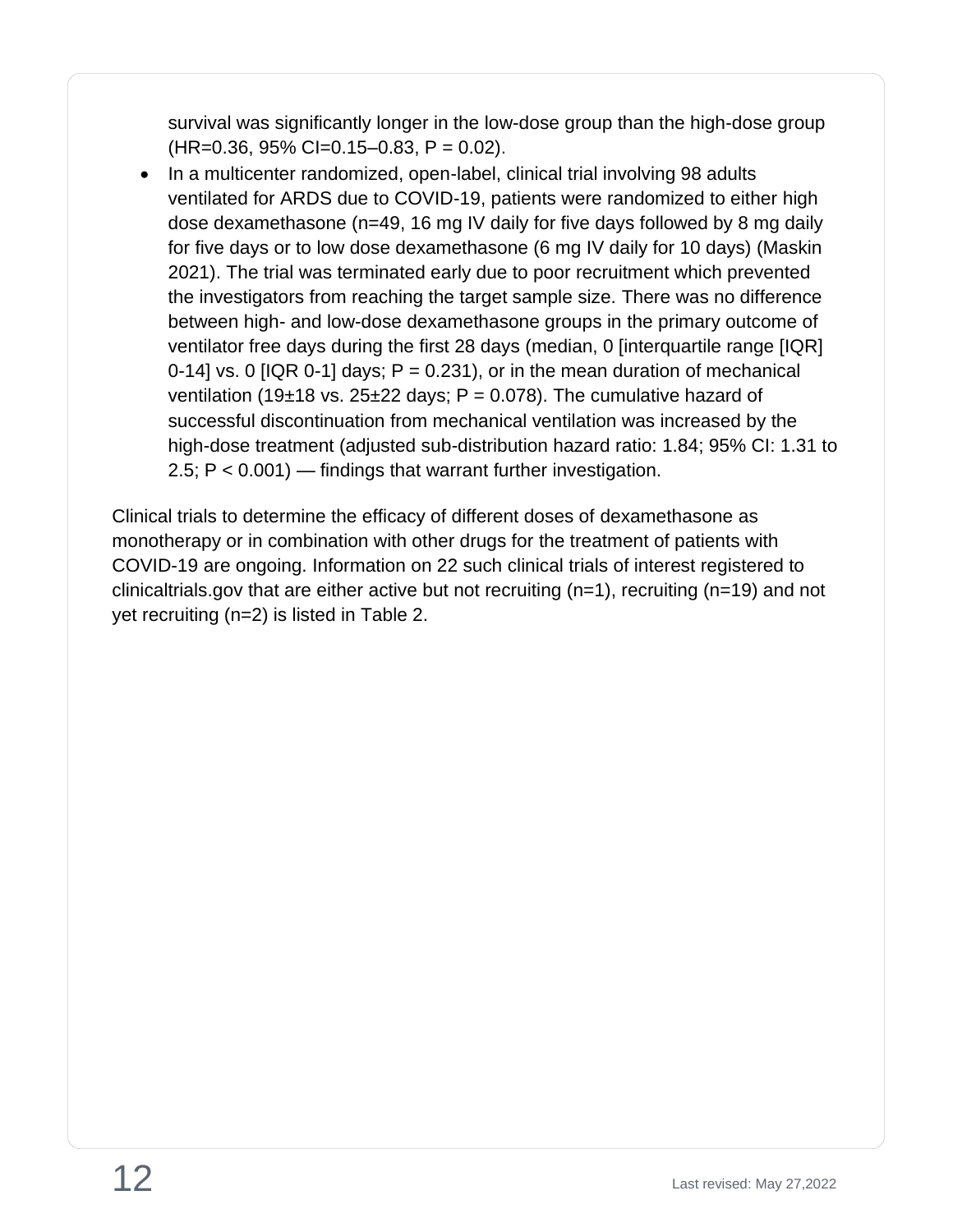survival was significantly longer in the low-dose group than the high-dose group (HR=0.36, 95% CI=0.15–0.83, P = 0.02).

- In a multicenter randomized, open-label, clinical trial involving 98 adults ventilated for ARDS due to COVID-19, patients were randomized to either high dose dexamethasone (n=49, 16 mg IV daily for five days followed by 8 mg daily for five days or to low dose dexamethasone (6 mg IV daily for 10 days) (Maskin 2021). The trial was terminated early due to poor recruitment which prevented the investigators from reaching the target sample size. There was no difference between high- and low-dose dexamethasone groups in the primary outcome of ventilator free days during the first 28 days (median, 0 [interquartile range [IQR] 0-14] vs. 0 [IQR 0-1] days; P = 0.231), or in the mean duration of mechanical ventilation (19±18 vs. 25±22 days; P = 0.078). The cumulative hazard of successful discontinuation from mechanical ventilation was increased by the high-dose treatment (adjusted sub-distribution hazard ratio: 1.84; 95% CI: 1.31 to 2.5; P < 0.001) — findings that warrant further investigation.

Clinical trials to determine the efficacy of different doses of dexamethasone as monotherapy or in combination with other drugs for the treatment of patients with COVID-19 are ongoing. Information on 22 such clinical trials of interest registered to clinicaltrials.gov that are either active but not recruiting (n=1), recruiting (n=19) and not yet recruiting (n=2) is listed in Table 2.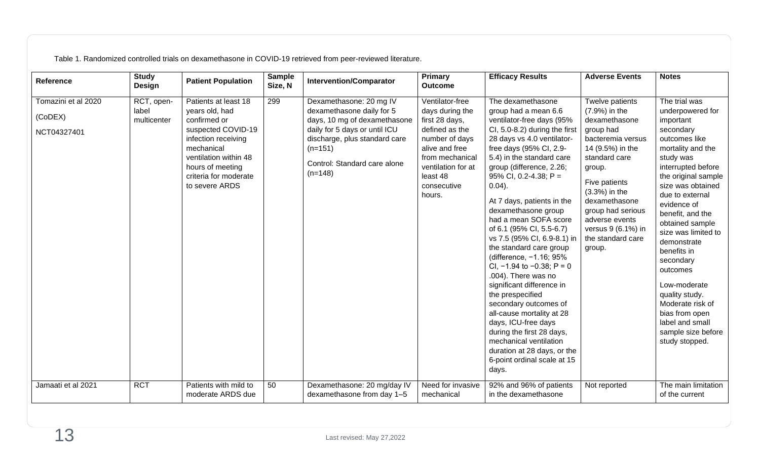Table 1. Randomized controlled trials on dexamethasone in COVID-19 retrieved from peer-reviewed literature.

| Reference | Study Design | Patient Population | Sample Size, N | Intervention/Comparator | Primary Outcome | Efficacy Results | Adverse Events | Notes |
|---|---|---|---|---|---|---|---|---|
| Tomazini et al 2020 (CoDEX) NCT04327401 | RCT, open-label multicenter | Patients at least 18 years old, had confirmed or suspected COVID-19 infection receiving mechanical ventilation within 48 hours of meeting criteria for moderate to severe ARDS | 299 | Dexamethasone: 20 mg IV dexamethasone daily for 5 days, 10 mg of dexamethasone daily for 5 days or until ICU discharge, plus standard care (n=151)<br><br>Control: Standard care alone (n=148) | Ventilator-free days during the first 28 days, defined as the number of days alive and free from mechanical ventilation for at least 48 consecutive hours. | The dexamethasone group had a mean 6.6 ventilator-free days (95% CI, 5.0-8.2) during the first 28 days vs 4.0 ventilator-free days (95% CI, 2.9-5.4) in the standard care group (difference, 2.26; 95% CI, 0.2-4.38; P = 0.04).<br><br>At 7 days, patients in the dexamethasone group had a mean SOFA score of 6.1 (95% CI, 5.5-6.7) vs 7.5 (95% CI, 6.9-8.1) in the standard care group (difference, −1.16; 95% CI, −1.94 to −0.38; P = 0 .004). There was no significant difference in the prespecified secondary outcomes of all-cause mortality at 28 days, ICU-free days during the first 28 days, mechanical ventilation duration at 28 days, or the 6-point ordinal scale at 15 days. | Twelve patients (7.9%) in the dexamethasone group had bacteremia versus 14 (9.5%) in the standard care group.<br><br>Five patients (3.3%) in the dexamethasone group had serious adverse events versus 9 (6.1%) in the standard care group. | The trial was underpowered for important secondary outcomes like mortality and the study was interrupted before the original sample size was obtained due to external evidence of benefit, and the obtained sample size was limited to demonstrate benefits in secondary outcomes<br><br>Low-moderate quality study. Moderate risk of bias from open label and small sample size before study stopped. |
| Jamaati et al 2021 | RCT | Patients with mild to moderate ARDS due | 50 | Dexamethasone: 20 mg/day IV dexamethasone from day 1–5 | Need for invasive mechanical | 92% and 96% of patients in the dexamethasone | Not reported | The main limitation of the current |

Last revised: May 27,2022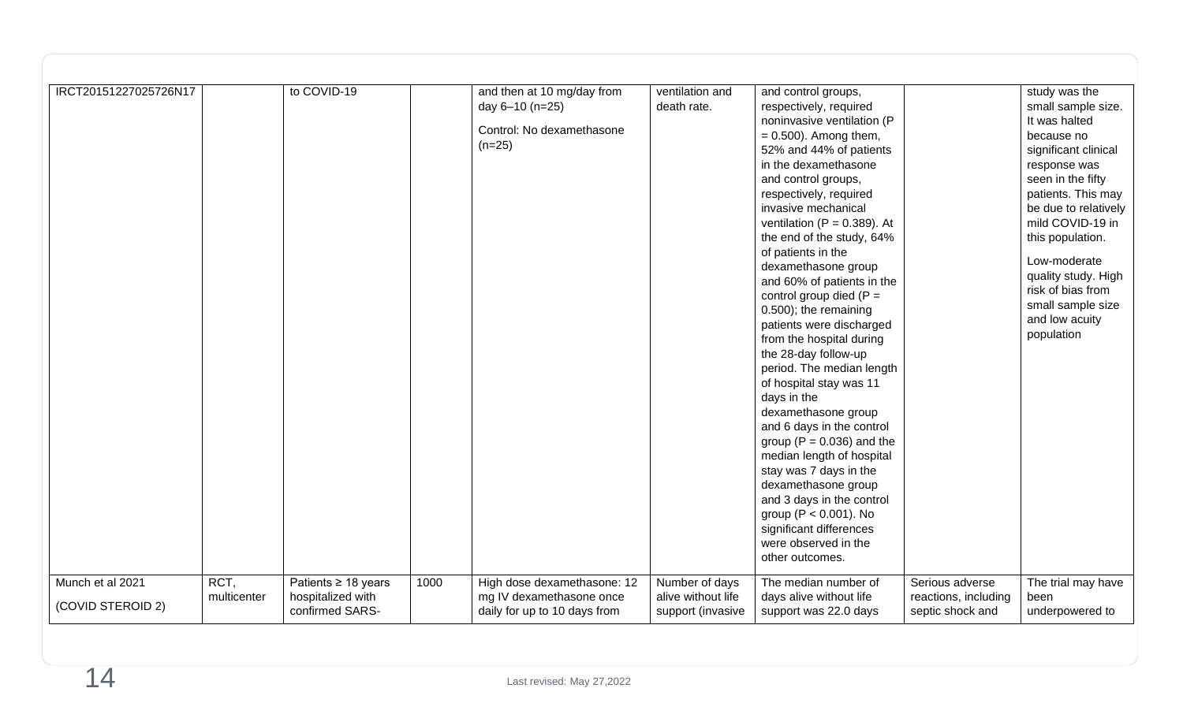| | | | | | | | | |
|---|---|---|---|---|---|---|---|---|
| IRCT20151227025726N17 | | to COVID-19 | | and then at 10 mg/day from day 6–10 (n=25)<br><br>Control: No dexamethasone (n=25) | ventilation and death rate. | and control groups, respectively, required noninvasive ventilation (P = 0.500). Among them, 52% and 44% of patients in the dexamethasone and control groups, respectively, required invasive mechanical ventilation (P = 0.389). At the end of the study, 64% of patients in the dexamethasone group and 60% of patients in the control group died (P = 0.500); the remaining patients were discharged from the hospital during the 28-day follow-up period. The median length of hospital stay was 11 days in the dexamethasone group and 6 days in the control group (P = 0.036) and the median length of hospital stay was 7 days in the dexamethasone group and 3 days in the control group (P < 0.001). No significant differences were observed in the other outcomes. | | study was the small sample size. It was halted because no significant clinical response was seen in the fifty patients. This may be due to relatively mild COVID-19 in this population.<br><br>Low-moderate quality study. High risk of bias from small sample size and low acuity population |
| Munch et al 2021<br><br>(COVID STEROID 2) | RCT, multicenter | Patients ≥ 18 years hospitalized with confirmed SARS- | 1000 | High dose dexamethasone: 12 mg IV dexamethasone once daily for up to 10 days from | Number of days alive without life support (invasive | The median number of days alive without life support was 22.0 days | Serious adverse reactions, including septic shock and | The trial may have been underpowered to |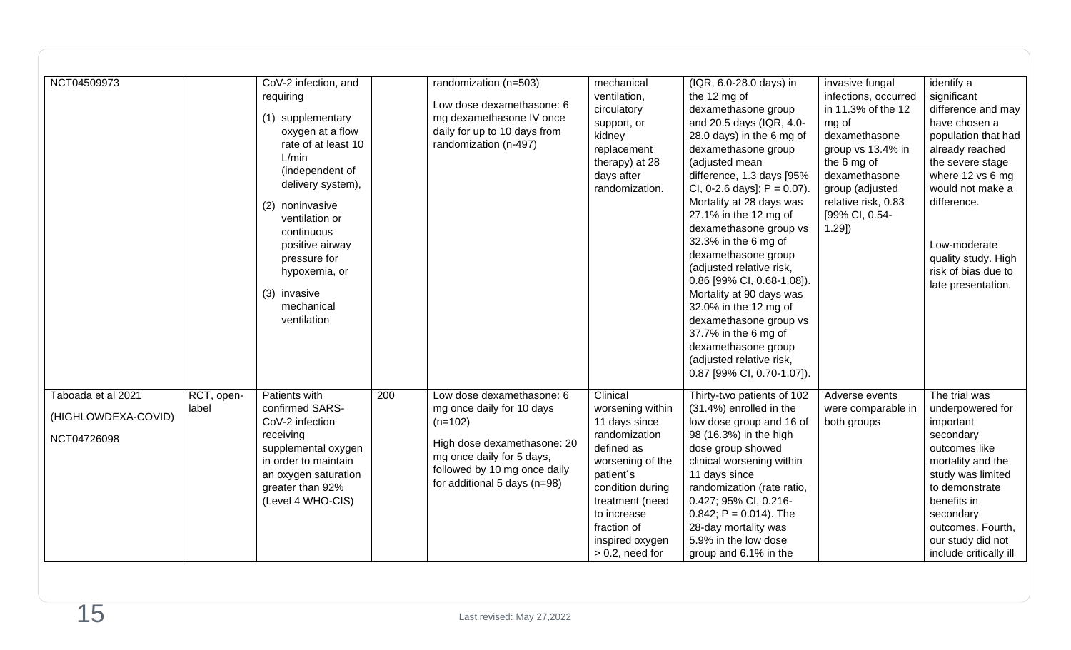| NCT04509973 | | CoV-2 infection, and requiring<br>(1) supplementary oxygen at a flow rate of at least 10 L/min (independent of delivery system),<br>(2) noninvasive ventilation or continuous positive airway pressure for hypoxemia, or<br>(3) invasive mechanical ventilation | | randomization (n=503)<br>Low dose dexamethasone: 6 mg dexamethasone IV once daily for up to 10 days from randomization (n-497) | mechanical ventilation, circulatory support, or kidney replacement therapy) at 28 days after randomization. | (IQR, 6.0-28.0 days) in the 12 mg of dexamethasone group and 20.5 days (IQR, 4.0-28.0 days) in the 6 mg of dexamethasone group (adjusted mean difference, 1.3 days [95% CI, 0-2.6 days]; P = 0.07). Mortality at 28 days was 27.1% in the 12 mg of dexamethasone group vs 32.3% in the 6 mg of dexamethasone group (adjusted relative risk, 0.86 [99% CI, 0.68-1.08]). Mortality at 90 days was 32.0% in the 12 mg of dexamethasone group vs 37.7% in the 6 mg of dexamethasone group (adjusted relative risk, 0.87 [99% CI, 0.70-1.07]). | invasive fungal infections, occurred in 11.3% of the 12 mg of dexamethasone group vs 13.4% in the 6 mg of dexamethasone group (adjusted relative risk, 0.83 [99% CI, 0.54-1.29]) | identify a significant difference and may have chosen a population that had already reached the severe stage where 12 vs 6 mg would not make a difference.<br><br>Low-moderate quality study. High risk of bias due to late presentation. |
|---|---|---|---|---|---|---|---|---|
| Taboada et al 2021<br>(HIGHLOWDEXA-COVID)<br>NCT04726098 | RCT, open-label | Patients with confirmed SARS-CoV-2 infection receiving supplemental oxygen in order to maintain an oxygen saturation greater than 92% (Level 4 WHO-CIS) | 200 | Low dose dexamethasone: 6 mg once daily for 10 days (n=102)<br>High dose dexamethasone: 20 mg once daily for 5 days, followed by 10 mg once daily for additional 5 days (n=98) | Clinical worsening within 11 days since randomization defined as worsening of the patient´s condition during treatment (need to increase fraction of inspired oxygen > 0.2, need for | Thirty-two patients of 102 (31.4%) enrolled in the low dose group and 16 of 98 (16.3%) in the high dose group showed clinical worsening within 11 days since randomization (rate ratio, 0.427; 95% CI, 0.216-0.842; P = 0.014). The 28-day mortality was 5.9% in the low dose group and 6.1% in the | Adverse events were comparable in both groups | The trial was underpowered for important secondary outcomes like mortality and the study was limited to demonstrate benefits in secondary outcomes. Fourth, our study did not include critically ill |

Last revised: May 27,2022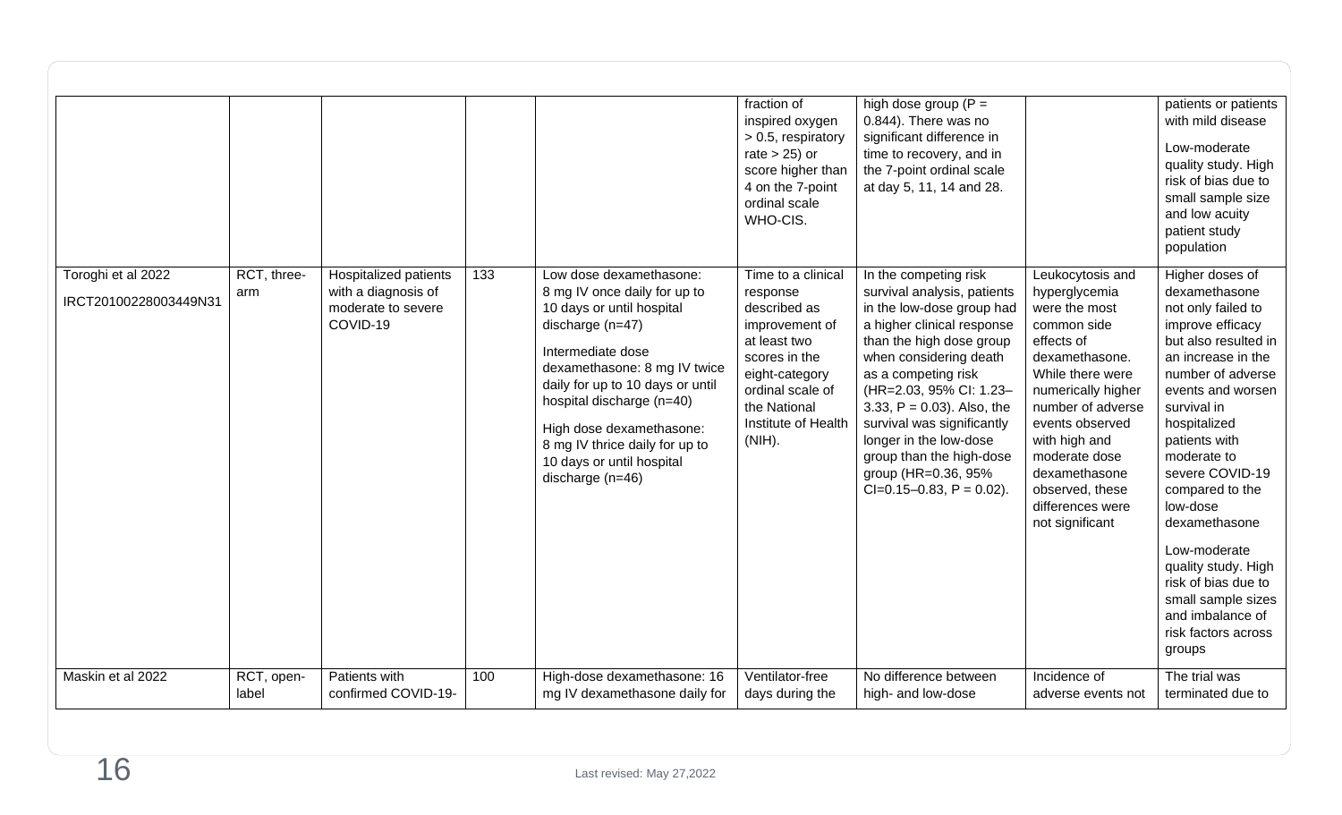| | | | | | | | | |
|---|---|---|---|---|---|---|---|---|
| | | | | | fraction of inspired oxygen > 0.5, respiratory rate > 25) or score higher than 4 on the 7-point ordinal scale WHO-CIS. | high dose group (P = 0.844). There was no significant difference in time to recovery, and in the 7-point ordinal scale at day 5, 11, 14 and 28. | | patients or patients with mild disease<br><br>Low-moderate quality study. High risk of bias due to small sample size and low acuity patient study population |
| Toroghi et al 2022<br><br>IRCT20100228003449N31 | RCT, three-arm | Hospitalized patients with a diagnosis of moderate to severe COVID-19 | 133 | Low dose dexamethasone: 8 mg IV once daily for up to 10 days or until hospital discharge (n=47)<br><br>Intermediate dose dexamethasone: 8 mg IV twice daily for up to 10 days or until hospital discharge (n=40)<br><br>High dose dexamethasone: 8 mg IV thrice daily for up to 10 days or until hospital discharge (n=46) | Time to a clinical response described as improvement of at least two scores in the eight-category ordinal scale of the National Institute of Health (NIH). | In the competing risk survival analysis, patients in the low-dose group had a higher clinical response than the high dose group when considering death as a competing risk (HR=2.03, 95% CI: 1.23–3.33, P = 0.03). Also, the survival was significantly longer in the low-dose group than the high-dose group (HR=0.36, 95% CI=0.15–0.83, P = 0.02). | Leukocytosis and hyperglycemia were the most common side effects of dexamethasone. While there were numerically higher number of adverse events observed with high and moderate dose dexamethasone observed, these differences were not significant | Higher doses of dexamethasone not only failed to improve efficacy but also resulted in an increase in the number of adverse events and worsen survival in hospitalized patients with moderate to severe COVID-19 compared to the low-dose dexamethasone<br><br>Low-moderate quality study. High risk of bias due to small sample sizes and imbalance of risk factors across groups |
| Maskin et al 2022 | RCT, open-label | Patients with confirmed COVID-19- | 100 | High-dose dexamethasone: 16 mg IV dexamethasone daily for | Ventilator-free days during the | No difference between high- and low-dose | Incidence of adverse events not | The trial was terminated due to |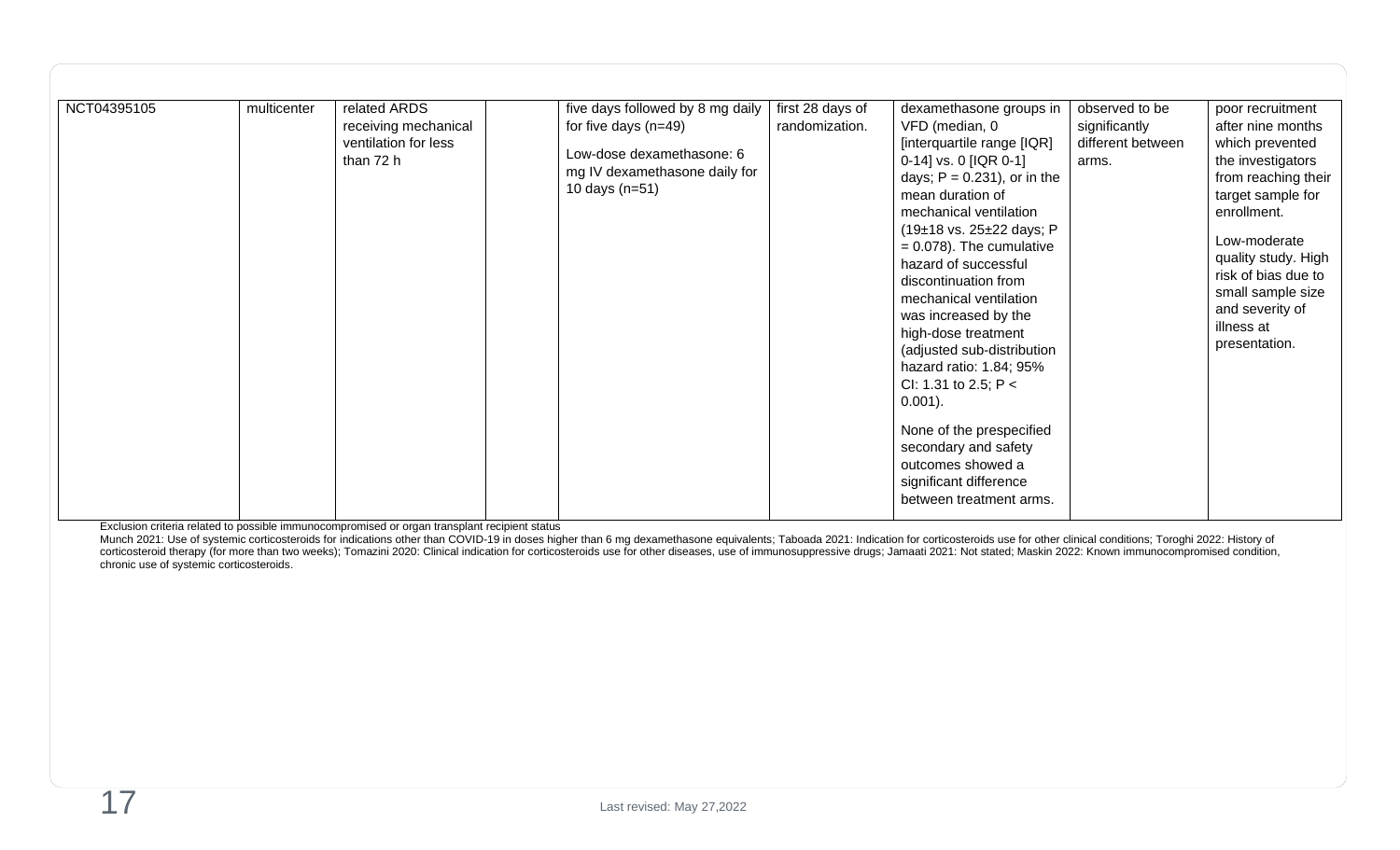| | | | | | | | | |
|---|---|---|---|---|---|---|---|---|
| NCT04395105 | multicenter | related ARDS receiving mechanical ventilation for less than 72 h | | five days followed by 8 mg daily for five days (n=49)<br><br>Low-dose dexamethasone: 6 mg IV dexamethasone daily for 10 days (n=51) | first 28 days of randomization. | dexamethasone groups in VFD (median, 0 [interquartile range [IQR] 0-14] vs. 0 [IQR 0-1] days; P = 0.231), or in the mean duration of mechanical ventilation (19±18 vs. 25±22 days; P = 0.078). The cumulative hazard of successful discontinuation from mechanical ventilation was increased by the high-dose treatment (adjusted sub-distribution hazard ratio: 1.84; 95% CI: 1.31 to 2.5; P < 0.001).<br><br>None of the prespecified secondary and safety outcomes showed a significant difference between treatment arms. | observed to be significantly different between arms. | poor recruitment after nine months which prevented the investigators from reaching their target sample for enrollment.<br><br>Low-moderate quality study. High risk of bias due to small sample size and severity of illness at presentation. |

Exclusion criteria related to possible immunocompromised or organ transplant recipient status

Munch 2021: Use of systemic corticosteroids for indications other than COVID-19 in doses higher than 6 mg dexamethasone equivalents; Taboada 2021: Indication for corticosteroids use for other clinical conditions; Toroghi 2022: History of corticosteroid therapy (for more than two weeks); Tomazini 2020: Clinical indication for corticosteroids use for other diseases, use of immunosuppressive drugs; Jamaati 2021: Not stated; Maskin 2022: Known immunocompromised condition, chronic use of systemic corticosteroids.

Last revised: May 27,2022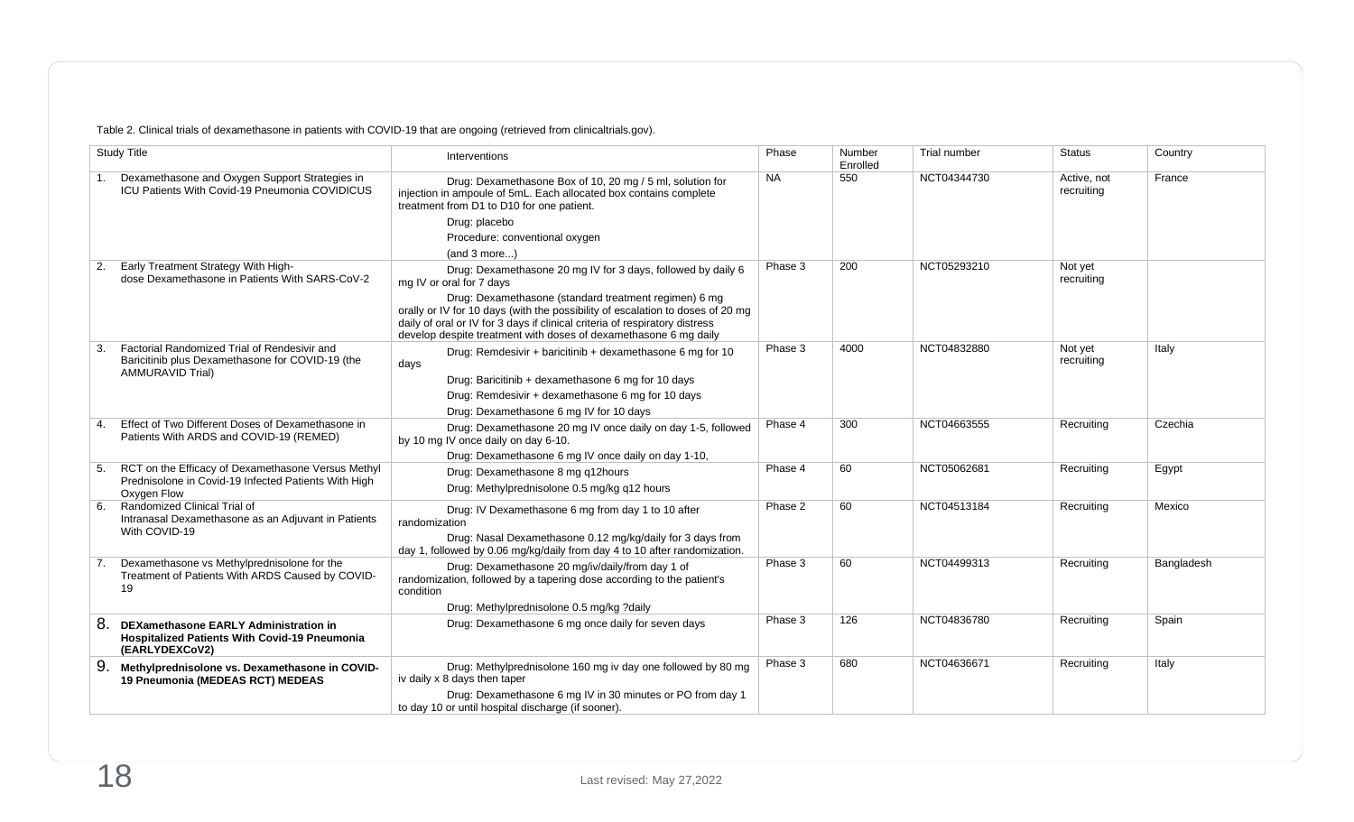Table 2. Clinical trials of dexamethasone in patients with COVID-19 that are ongoing (retrieved from clinicaltrials.gov).

| Study Title | Interventions | Phase | Number Enrolled | Trial number | Status | Country |
|---|---|---|---|---|---|---|
| 1. Dexamethasone and Oxygen Support Strategies in ICU Patients With Covid-19 Pneumonia COVIDICUS | Drug: Dexamethasone Box of 10, 20 mg / 5 ml, solution for injection in ampoule of 5mL. Each allocated box contains complete treatment from D1 to D10 for one patient.<br>Drug: placebo<br>Procedure: conventional oxygen<br>(and 3 more...) | NA | 550 | NCT04344730 | Active, not recruiting | France |
| 2. Early Treatment Strategy With High-dose Dexamethasone in Patients With SARS-CoV-2 | Drug: Dexamethasone 20 mg IV for 3 days, followed by daily 6 mg IV or oral for 7 days<br>Drug: Dexamethasone (standard treatment regimen) 6 mg orally or IV for 10 days (with the possibility of escalation to doses of 20 mg daily of oral or IV for 3 days if clinical criteria of respiratory distress develop despite treatment with doses of dexamethasone 6 mg daily | Phase 3 | 200 | NCT05293210 | Not yet recruiting | |
| 3. Factorial Randomized Trial of Rendesivir and Baricitinib plus Dexamethasone for COVID-19 (the AMMURAVID Trial) | Drug: Remdesivir + baricitinib + dexamethasone 6 mg for 10 days<br>Drug: Baricitinib + dexamethasone 6 mg for 10 days<br>Drug: Remdesivir + dexamethasone 6 mg for 10 days<br>Drug: Dexamethasone 6 mg IV for 10 days | Phase 3 | 4000 | NCT04832880 | Not yet recruiting | Italy |
| 4. Effect of Two Different Doses of Dexamethasone in Patients With ARDS and COVID-19 (REMED) | Drug: Dexamethasone 20 mg IV once daily on day 1-5, followed by 10 mg IV once daily on day 6-10.<br>Drug: Dexamethasone 6 mg IV once daily on day 1-10, | Phase 4 | 300 | NCT04663555 | Recruiting | Czechia |
| 5. RCT on the Efficacy of Dexamethasone Versus Methyl Prednisolone in Covid-19 Infected Patients With High Oxygen Flow | Drug: Dexamethasone 8 mg q12hours<br>Drug: Methylprednisolone 0.5 mg/kg q12 hours | Phase 4 | 60 | NCT05062681 | Recruiting | Egypt |
| 6. Randomized Clinical Trial of Intranasal Dexamethasone as an Adjuvant in Patients With COVID-19 | Drug: IV Dexamethasone 6 mg from day 1 to 10 after randomization<br>Drug: Nasal Dexamethasone 0.12 mg/kg/daily for 3 days from day 1, followed by 0.06 mg/kg/daily from day 4 to 10 after randomization. | Phase 2 | 60 | NCT04513184 | Recruiting | Mexico |
| 7. Dexamethasone vs Methylprednisolone for the Treatment of Patients With ARDS Caused by COVID-19 | Drug: Dexamethasone 20 mg/iv/daily/from day 1 of randomization, followed by a tapering dose according to the patient's condition<br>Drug: Methylprednisolone 0.5 mg/kg ?daily | Phase 3 | 60 | NCT04499313 | Recruiting | Bangladesh |
| 8. **DEXamethasone EARLY Administration in Hospitalized Patients With Covid-19 Pneumonia (EARLYDEXCoV2)** | Drug: Dexamethasone 6 mg once daily for seven days | Phase 3 | 126 | NCT04836780 | Recruiting | Spain |
| 9. **Methylprednisolone vs. Dexamethasone in COVID-19 Pneumonia (MEDEAS RCT) MEDEAS** | Drug: Methylprednisolone 160 mg iv day one followed by 80 mg iv daily x 8 days then taper<br>Drug: Dexamethasone 6 mg IV in 30 minutes or PO from day 1 to day 10 or until hospital discharge (if sooner). | Phase 3 | 680 | NCT04636671 | Recruiting | Italy |

Last revised: May 27,2022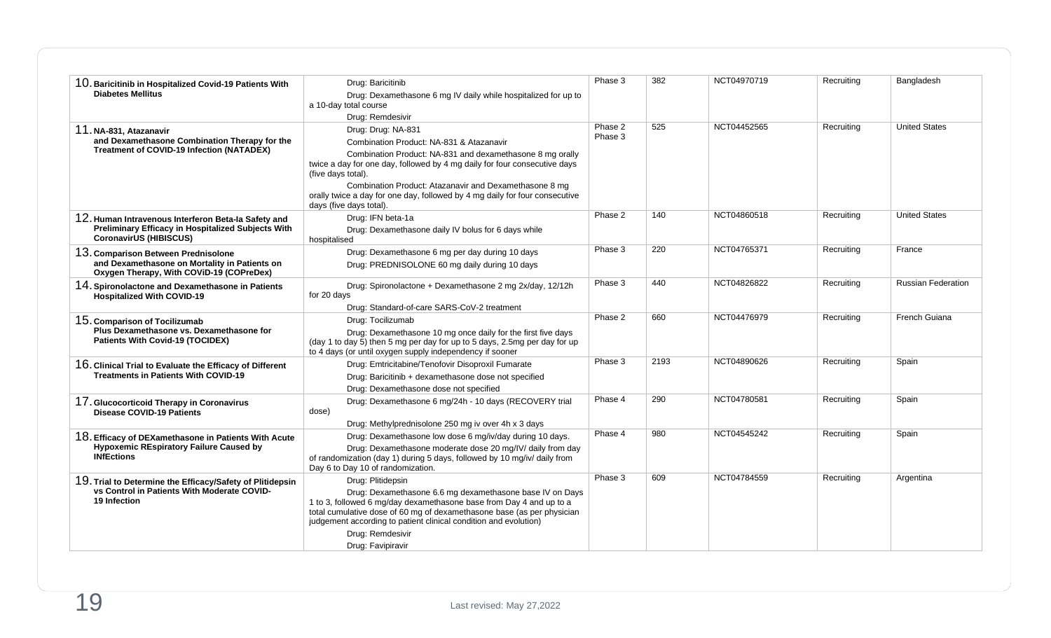| | | | | | | |
|---|---|---|---|---|---|---|
| 10. **Baricitinib in Hospitalized Covid-19 Patients With Diabetes Mellitus** | Drug: Baricitinib<br>Drug: Dexamethasone 6 mg IV daily while hospitalized for up to a 10-day total course<br>Drug: Remdesivir | Phase 3 | 382 | NCT04970719 | Recruiting | Bangladesh |
| 11. **NA-831, Atazanavir and Dexamethasone Combination Therapy for the Treatment of COVID-19 Infection (NATADEX)** | Drug: Drug: NA-831<br>Combination Product: NA-831 & Atazanavir<br>Combination Product: NA-831 and dexamethasone 8 mg orally twice a day for one day, followed by 4 mg daily for four consecutive days (five days total).<br>Combination Product: Atazanavir and Dexamethasone 8 mg orally twice a day for one day, followed by 4 mg daily for four consecutive days (five days total). | Phase 2<br>Phase 3 | 525 | NCT04452565 | Recruiting | United States |
| 12. **Human Intravenous Interferon Beta-Ia Safety and Preliminary Efficacy in Hospitalized Subjects With CoronavirUS (HIBISCUS)** | Drug: IFN beta-1a<br>Drug: Dexamethasone daily IV bolus for 6 days while hospitalised | Phase 2 | 140 | NCT04860518 | Recruiting | United States |
| 13. **Comparison Between Prednisolone and Dexamethasone on Mortality in Patients on Oxygen Therapy, With COViD-19 (COPreDex)** | Drug: Dexamethasone 6 mg per day during 10 days<br>Drug: PREDNISOLONE 60 mg daily during 10 days | Phase 3 | 220 | NCT04765371 | Recruiting | France |
| 14. **Spironolactone and Dexamethasone in Patients Hospitalized With COVID-19** | Drug: Spironolactone + Dexamethasone 2 mg 2x/day, 12/12h for 20 days<br>Drug: Standard-of-care SARS-CoV-2 treatment | Phase 3 | 440 | NCT04826822 | Recruiting | Russian Federation |
| 15. **Comparison of Tocilizumab Plus Dexamethasone vs. Dexamethasone for Patients With Covid-19 (TOCIDEX)** | Drug: Tocilizumab<br>Drug: Dexamethasone 10 mg once daily for the first five days (day 1 to day 5) then 5 mg per day for up to 5 days, 2.5mg per day for up to 4 days (or until oxygen supply independency if sooner | Phase 2 | 660 | NCT04476979 | Recruiting | French Guiana |
| 16. **Clinical Trial to Evaluate the Efficacy of Different Treatments in Patients With COVID-19** | Drug: Emtricitabine/Tenofovir Disoproxil Fumarate<br>Drug: Baricitinib + dexamethasone dose not specified<br>Drug: Dexamethasone dose not specified | Phase 3 | 2193 | NCT04890626 | Recruiting | Spain |
| 17. **Glucocorticoid Therapy in Coronavirus Disease COVID-19 Patients** | Drug: Dexamethasone 6 mg/24h - 10 days (RECOVERY trial dose)<br>Drug: Methylprednisolone 250 mg iv over 4h x 3 days | Phase 4 | 290 | NCT04780581 | Recruiting | Spain |
| 18. **Efficacy of DEXamethasone in Patients With Acute Hypoxemic REspiratory Failure Caused by INfEctions** | Drug: Dexamethasone low dose 6 mg/iv/day during 10 days.<br>Drug: Dexamethasone moderate dose 20 mg/IV/ daily from day of randomization (day 1) during 5 days, followed by 10 mg/iv/ daily from Day 6 to Day 10 of randomization. | Phase 4 | 980 | NCT04545242 | Recruiting | Spain |
| 19. **Trial to Determine the Efficacy/Safety of Plitidepsin vs Control in Patients With Moderate COVID-19 Infection** | Drug: Plitidepsin<br>Drug: Dexamethasone 6.6 mg dexamethasone base IV on Days 1 to 3, followed 6 mg/day dexamethasone base from Day 4 and up to a total cumulative dose of 60 mg of dexamethasone base (as per physician judgement according to patient clinical condition and evolution)<br>Drug: Remdesivir<br>Drug: Favipiravir | Phase 3 | 609 | NCT04784559 | Recruiting | Argentina |

Last revised: May 27,2022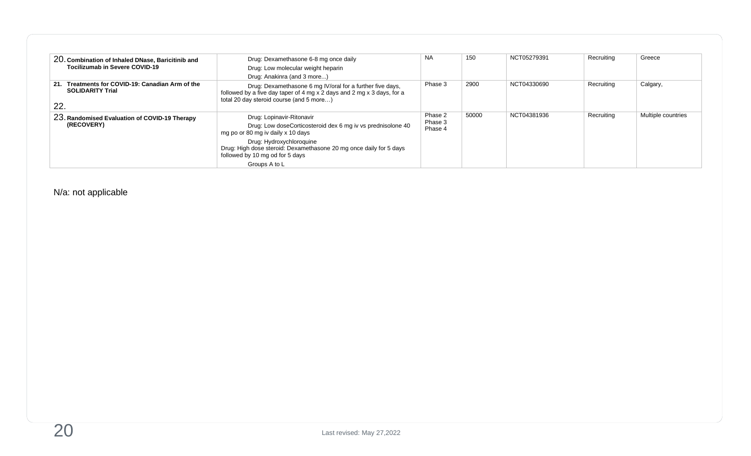| | | | | | | |
|---|---|---|---|---|---|---|
| 20. **Combination of Inhaled DNase, Baricitinib and Tocilizumab in Severe COVID-19** | Drug: Dexamethasone 6-8 mg once daily<br>Drug: Low molecular weight heparin<br>Drug: Anakinra (and 3 more...) | NA | 150 | NCT05279391 | Recruiting | Greece |
| 21. **Treatments for COVID-19: Canadian Arm of the SOLIDARITY Trial**<br>22. | Drug: Dexamethasone 6 mg IV/oral for a further five days, followed by a five day taper of 4 mg x 2 days and 2 mg x 3 days, for a total 20 day steroid course (and 5 more…) | Phase 3 | 2900 | NCT04330690 | Recruiting | Calgary, |
| 23. **Randomised Evaluation of COVID-19 Therapy (RECOVERY)** | Drug: Lopinavir-Ritonavir<br>Drug: Low doseCorticosteroid dex 6 mg iv vs prednisolone 40 mg po or 80 mg iv daily x 10 days<br>Drug: Hydroxychloroquine<br>Drug: High dose steroid: Dexamethasone 20 mg once daily for 5 days followed by 10 mg od for 5 days<br>Groups A to L | Phase 2<br>Phase 3<br>Phase 4 | 50000 | NCT04381936 | Recruiting | Multiple countries |

N/a: not applicable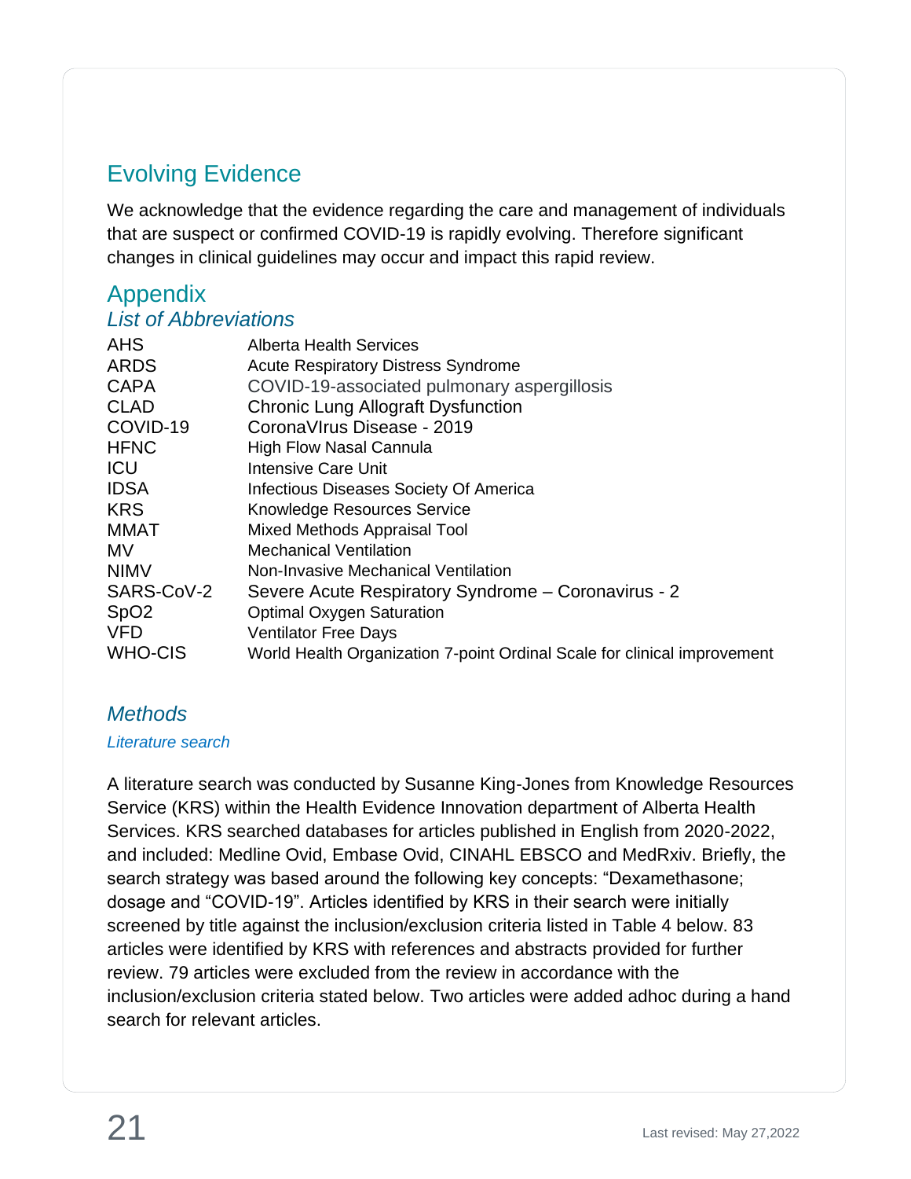## Evolving Evidence

We acknowledge that the evidence regarding the care and management of individuals that are suspect or confirmed COVID-19 is rapidly evolving. Therefore significant changes in clinical guidelines may occur and impact this rapid review.

## Appendix

### *List of Abbreviations*

| | |
|---|---|
| AHS | Alberta Health Services |
| ARDS | Acute Respiratory Distress Syndrome |
| CAPA | COVID-19-associated pulmonary aspergillosis |
| CLAD | Chronic Lung Allograft Dysfunction |
| COVID-19 | CoronaVIrus Disease - 2019 |
| HFNC | High Flow Nasal Cannula |
| ICU | Intensive Care Unit |
| IDSA | Infectious Diseases Society Of America |
| KRS | Knowledge Resources Service |
| MMAT | Mixed Methods Appraisal Tool |
| MV | Mechanical Ventilation |
| NIMV | Non-Invasive Mechanical Ventilation |
| SARS-CoV-2 | Severe Acute Respiratory Syndrome – Coronavirus - 2 |
| SpO2 | Optimal Oxygen Saturation |
| VFD | Ventilator Free Days |
| WHO-CIS | World Health Organization 7-point Ordinal Scale for clinical improvement |

### *Methods*

#### *Literature search*

A literature search was conducted by Susanne King-Jones from Knowledge Resources Service (KRS) within the Health Evidence Innovation department of Alberta Health Services. KRS searched databases for articles published in English from 2020-2022, and included: Medline Ovid, Embase Ovid, CINAHL EBSCO and MedRxiv. Briefly, the search strategy was based around the following key concepts: "Dexamethasone; dosage and "COVID-19". Articles identified by KRS in their search were initially screened by title against the inclusion/exclusion criteria listed in Table 4 below. 83 articles were identified by KRS with references and abstracts provided for further review. 79 articles were excluded from the review in accordance with the inclusion/exclusion criteria stated below. Two articles were added adhoc during a hand search for relevant articles.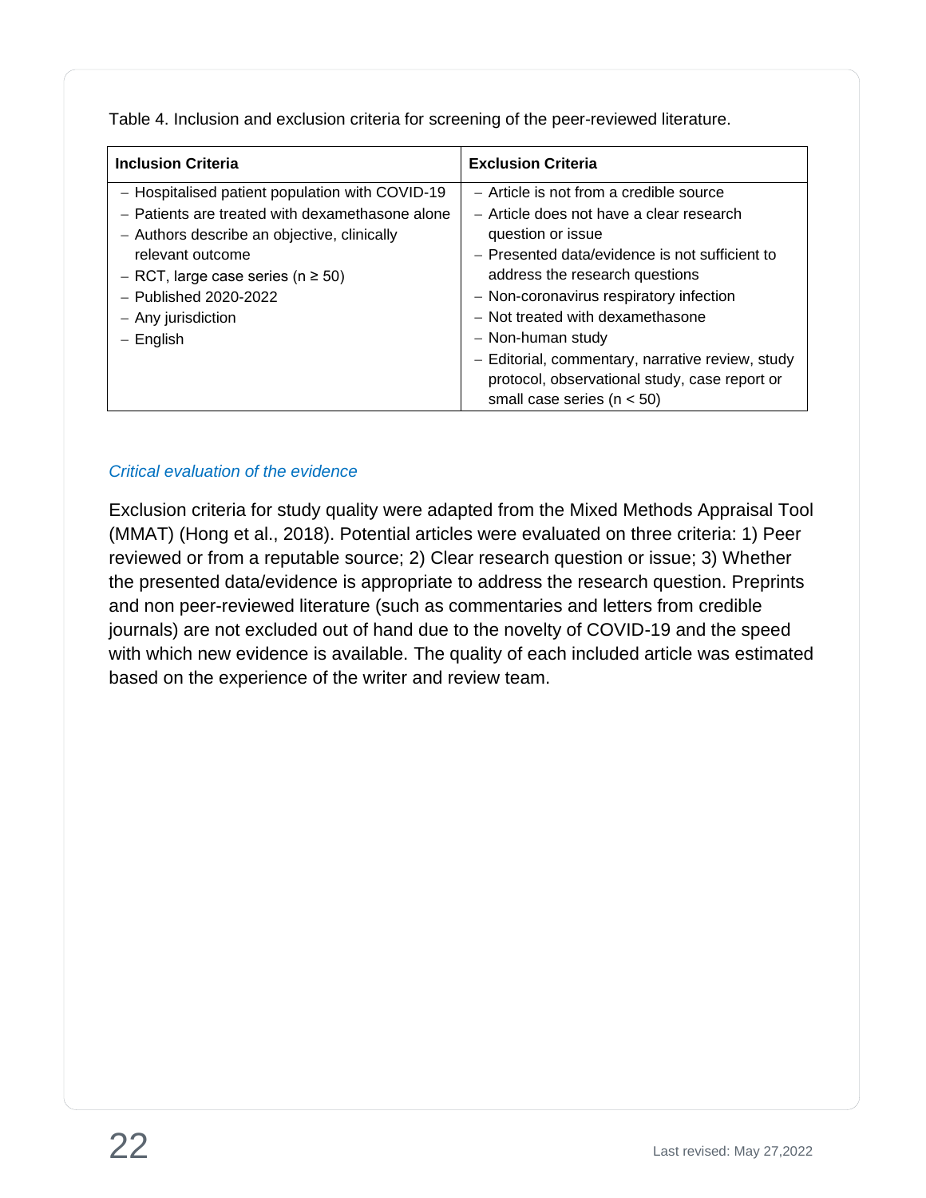Table 4. Inclusion and exclusion criteria for screening of the peer-reviewed literature.

| Inclusion Criteria | Exclusion Criteria |
| --- | --- |
| – Hospitalised patient population with COVID-19<br>– Patients are treated with dexamethasone alone<br>– Authors describe an objective, clinically relevant outcome<br>– RCT, large case series (n ≥ 50)<br>– Published 2020-2022<br>– Any jurisdiction<br>– English | – Article is not from a credible source<br>– Article does not have a clear research question or issue<br>– Presented data/evidence is not sufficient to address the research questions<br>– Non-coronavirus respiratory infection<br>– Not treated with dexamethasone<br>– Non-human study<br>– Editorial, commentary, narrative review, study protocol, observational study, case report or small case series (n < 50) |

### *Critical evaluation of the evidence*

Exclusion criteria for study quality were adapted from the Mixed Methods Appraisal Tool (MMAT) (Hong et al., 2018). Potential articles were evaluated on three criteria: 1) Peer reviewed or from a reputable source; 2) Clear research question or issue; 3) Whether the presented data/evidence is appropriate to address the research question. Preprints and non peer-reviewed literature (such as commentaries and letters from credible journals) are not excluded out of hand due to the novelty of COVID-19 and the speed with which new evidence is available. The quality of each included article was estimated based on the experience of the writer and review team.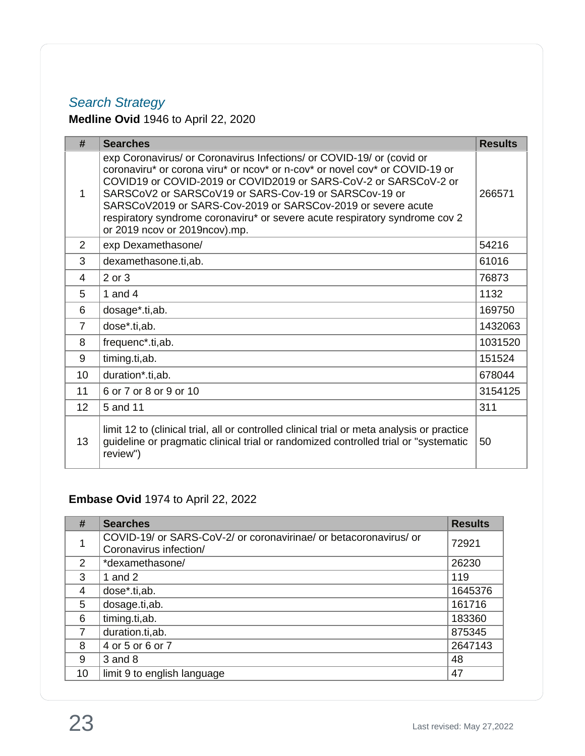## *Search Strategy*

**Medline Ovid** 1946 to April 22, 2020

| # | Searches | Results |
|---|---|---|
| 1 | exp Coronavirus/ or Coronavirus Infections/ or COVID-19/ or (covid or coronaviru* or corona viru* or ncov* or n-cov* or novel cov* or COVID-19 or COVID19 or COVID-2019 or COVID2019 or SARS-CoV-2 or SARSCoV-2 or SARSCoV2 or SARSCoV19 or SARS-Cov-19 or SARSCov-19 or SARSCoV2019 or SARS-Cov-2019 or SARSCov-2019 or severe acute respiratory syndrome coronaviru* or severe acute respiratory syndrome cov 2 or 2019 ncov or 2019ncov).mp. | 266571 |
| 2 | exp Dexamethasone/ | 54216 |
| 3 | dexamethasone.ti,ab. | 61016 |
| 4 | 2 or 3 | 76873 |
| 5 | 1 and 4 | 1132 |
| 6 | dosage*.ti,ab. | 169750 |
| 7 | dose*.ti,ab. | 1432063 |
| 8 | frequenc*.ti,ab. | 1031520 |
| 9 | timing.ti,ab. | 151524 |
| 10 | duration*.ti,ab. | 678044 |
| 11 | 6 or 7 or 8 or 9 or 10 | 3154125 |
| 12 | 5 and 11 | 311 |
| 13 | limit 12 to (clinical trial, all or controlled clinical trial or meta analysis or practice guideline or pragmatic clinical trial or randomized controlled trial or "systematic review") | 50 |

**Embase Ovid** 1974 to April 22, 2022

| # | Searches | Results |
|---|---|---|
| 1 | COVID-19/ or SARS-CoV-2/ or coronavirinae/ or betacoronavirus/ or Coronavirus infection/ | 72921 |
| 2 | *dexamethasone/ | 26230 |
| 3 | 1 and 2 | 119 |
| 4 | dose*.ti,ab. | 1645376 |
| 5 | dosage.ti,ab. | 161716 |
| 6 | timing.ti,ab. | 183360 |
| 7 | duration.ti,ab. | 875345 |
| 8 | 4 or 5 or 6 or 7 | 2647143 |
| 9 | 3 and 8 | 48 |
| 10 | limit 9 to english language | 47 |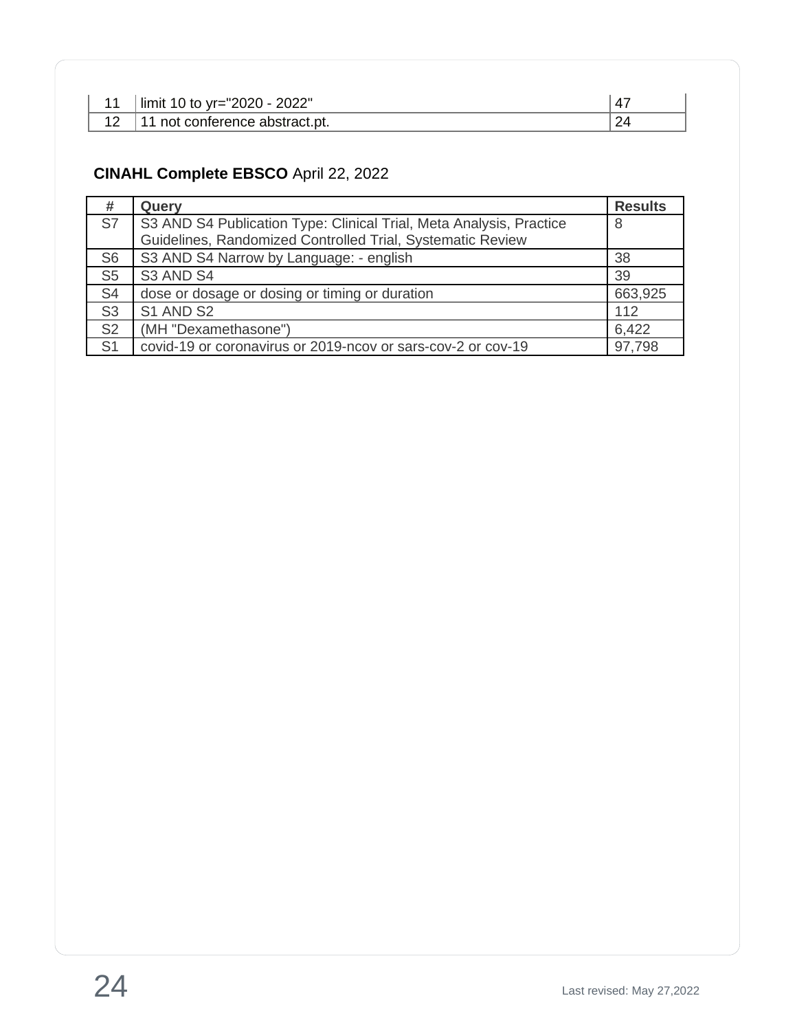| | | |
|---|---|---|
| 11 | limit 10 to yr="2020 - 2022" | 47 |
| 12 | 11 not conference abstract.pt. | 24 |

**CINAHL Complete EBSCO** April 22, 2022

| # | Query | Results |
|---|---|---|
| S7 | S3 AND S4 Publication Type: Clinical Trial, Meta Analysis, Practice Guidelines, Randomized Controlled Trial, Systematic Review | 8 |
| S6 | S3 AND S4 Narrow by Language: - english | 38 |
| S5 | S3 AND S4 | 39 |
| S4 | dose or dosage or dosing or timing or duration | 663,925 |
| S3 | S1 AND S2 | 112 |
| S2 | (MH "Dexamethasone") | 6,422 |
| S1 | covid-19 or coronavirus or 2019-ncov or sars-cov-2 or cov-19 | 97,798 |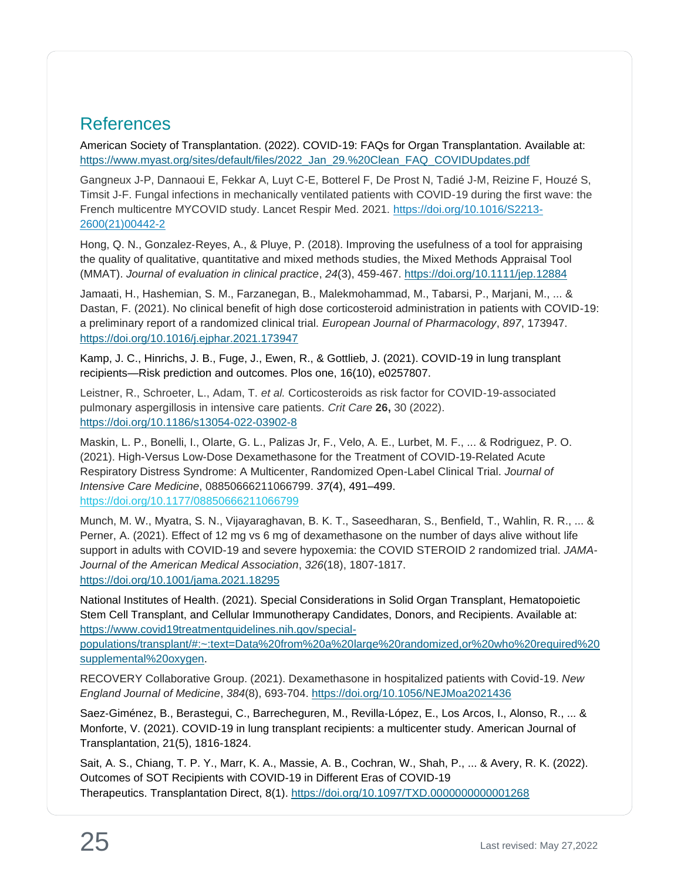## References

American Society of Transplantation. (2022). COVID-19: FAQs for Organ Transplantation. Available at: https://www.myast.org/sites/default/files/2022_Jan_29.%20Clean_FAQ_COVIDUpdates.pdf

Gangneux J-P, Dannaoui E, Fekkar A, Luyt C-E, Botterel F, De Prost N, Tadié J-M, Reizine F, Houzé S, Timsit J-F. Fungal infections in mechanically ventilated patients with COVID-19 during the first wave: the French multicentre MYCOVID study. Lancet Respir Med. 2021. https://doi.org/10.1016/S2213-2600(21)00442-2

Hong, Q. N., Gonzalez-Reyes, A., & Pluye, P. (2018). Improving the usefulness of a tool for appraising the quality of qualitative, quantitative and mixed methods studies, the Mixed Methods Appraisal Tool (MMAT). *Journal of evaluation in clinical practice*, *24*(3), 459-467. https://doi.org/10.1111/jep.12884

Jamaati, H., Hashemian, S. M., Farzanegan, B., Malekmohammad, M., Tabarsi, P., Marjani, M., ... & Dastan, F. (2021). No clinical benefit of high dose corticosteroid administration in patients with COVID-19: a preliminary report of a randomized clinical trial. *European Journal of Pharmacology*, *897*, 173947. https://doi.org/10.1016/j.ejphar.2021.173947

Kamp, J. C., Hinrichs, J. B., Fuge, J., Ewen, R., & Gottlieb, J. (2021). COVID-19 in lung transplant recipients—Risk prediction and outcomes. Plos one, 16(10), e0257807.

Leistner, R., Schroeter, L., Adam, T. *et al.* Corticosteroids as risk factor for COVID-19-associated pulmonary aspergillosis in intensive care patients. *Crit Care* **26,** 30 (2022). https://doi.org/10.1186/s13054-022-03902-8

Maskin, L. P., Bonelli, I., Olarte, G. L., Palizas Jr, F., Velo, A. E., Lurbet, M. F., ... & Rodriguez, P. O. (2021). High-Versus Low-Dose Dexamethasone for the Treatment of COVID-19-Related Acute Respiratory Distress Syndrome: A Multicenter, Randomized Open-Label Clinical Trial. *Journal of Intensive Care Medicine*, 08850666211066799. *37*(4), 491–499. https://doi.org/10.1177/08850666211066799

Munch, M. W., Myatra, S. N., Vijayaraghavan, B. K. T., Saseedharan, S., Benfield, T., Wahlin, R. R., ... & Perner, A. (2021). Effect of 12 mg vs 6 mg of dexamethasone on the number of days alive without life support in adults with COVID-19 and severe hypoxemia: the COVID STEROID 2 randomized trial. *JAMA-Journal of the American Medical Association*, *326*(18), 1807-1817. https://doi.org/10.1001/jama.2021.18295

National Institutes of Health. (2021). Special Considerations in Solid Organ Transplant, Hematopoietic Stem Cell Transplant, and Cellular Immunotherapy Candidates, Donors, and Recipients. Available at: https://www.covid19treatmentguidelines.nih.gov/special-populations/transplant/#:~:text=Data%20from%20a%20large%20randomized,or%20who%20required%20supplemental%20oxygen.

RECOVERY Collaborative Group. (2021). Dexamethasone in hospitalized patients with Covid-19. *New England Journal of Medicine*, *384*(8), 693-704. https://doi.org/10.1056/NEJMoa2021436

Saez-Giménez, B., Berastegui, C., Barrecheguren, M., Revilla-López, E., Los Arcos, I., Alonso, R., ... & Monforte, V. (2021). COVID-19 in lung transplant recipients: a multicenter study. American Journal of Transplantation, 21(5), 1816-1824.

Sait, A. S., Chiang, T. P. Y., Marr, K. A., Massie, A. B., Cochran, W., Shah, P., ... & Avery, R. K. (2022). Outcomes of SOT Recipients with COVID-19 in Different Eras of COVID-19 Therapeutics. Transplantation Direct, 8(1). https://doi.org/10.1097/TXD.0000000000001268

Last revised: May 27,2022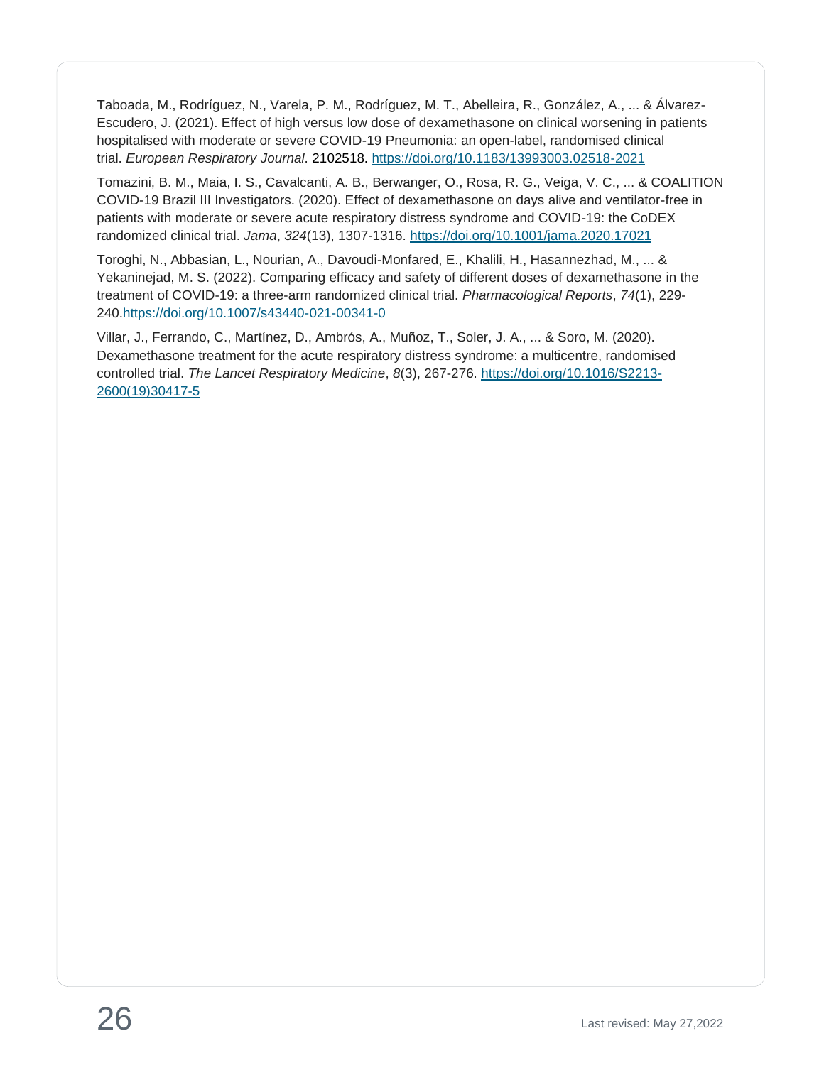Taboada, M., Rodríguez, N., Varela, P. M., Rodríguez, M. T., Abelleira, R., González, A., ... & Álvarez-Escudero, J. (2021). Effect of high versus low dose of dexamethasone on clinical worsening in patients hospitalised with moderate or severe COVID-19 Pneumonia: an open-label, randomised clinical trial. *European Respiratory Journal*. 2102518. https://doi.org/10.1183/13993003.02518-2021

Tomazini, B. M., Maia, I. S., Cavalcanti, A. B., Berwanger, O., Rosa, R. G., Veiga, V. C., ... & COALITION COVID-19 Brazil III Investigators. (2020). Effect of dexamethasone on days alive and ventilator-free in patients with moderate or severe acute respiratory distress syndrome and COVID-19: the CoDEX randomized clinical trial. *Jama*, *324*(13), 1307-1316. https://doi.org/10.1001/jama.2020.17021

Toroghi, N., Abbasian, L., Nourian, A., Davoudi-Monfared, E., Khalili, H., Hasannezhad, M., ... & Yekaninejad, M. S. (2022). Comparing efficacy and safety of different doses of dexamethasone in the treatment of COVID-19: a three-arm randomized clinical trial. *Pharmacological Reports*, *74*(1), 229-240.https://doi.org/10.1007/s43440-021-00341-0

Villar, J., Ferrando, C., Martínez, D., Ambrós, A., Muñoz, T., Soler, J. A., ... & Soro, M. (2020). Dexamethasone treatment for the acute respiratory distress syndrome: a multicentre, randomised controlled trial. *The Lancet Respiratory Medicine*, *8*(3), 267-276. https://doi.org/10.1016/S2213-2600(19)30417-5